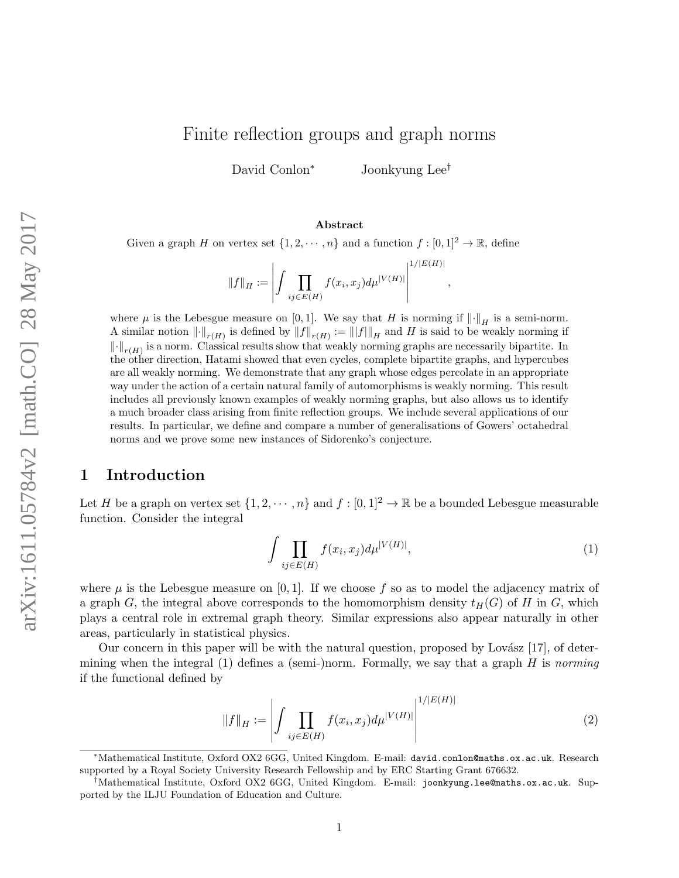# Finite reflection groups and graph norms

David Conlon[*] Joonkyung Lee[†]

## Abstract

Given a graph $H$ on vertex set $\{1, 2, \cdots, n\}$ and a function $f : [0, 1]^2 \to \mathbb{R}$, define

$$\|f\|_H := \left| \int \prod_{ij \in E(H)} f(x_i, x_j) d\mu^{|V(H)|} \right|^{1/|E(H)|},$$

where $\mu$ is the Lebesgue measure on $[0, 1]$. We say that $H$ is norming if $\|\cdot\|_H$ is a semi-norm. A similar notion $\|\cdot\|_{r(H)}$ is defined by $\|f\|_{r(H)} := \||f|\|_H$ and $H$ is said to be weakly norming if $\|\cdot\|_{r(H)}$ is a norm. Classical results show that weakly norming graphs are necessarily bipartite. In the other direction, Hatami showed that even cycles, complete bipartite graphs, and hypercubes are all weakly norming. We demonstrate that any graph whose edges percolate in an appropriate way under the action of a certain natural family of automorphisms is weakly norming. This result includes all previously known examples of weakly norming graphs, but also allows us to identify a much broader class arising from finite reflection groups. We include several applications of our results. In particular, we define and compare a number of generalisations of Gowers' octahedral norms and we prove some new instances of Sidorenko's conjecture.

## 1 Introduction

Let $H$ be a graph on vertex set $\{1, 2, \cdots, n\}$ and $f : [0, 1]^2 \to \mathbb{R}$ be a bounded Lebesgue measurable function. Consider the integral

$$\int \prod_{ij \in E(H)} f(x_i, x_j) d\mu^{|V(H)|}, \tag{1}$$

where $\mu$ is the Lebesgue measure on $[0, 1]$. If we choose $f$ so as to model the adjacency matrix of a graph $G$, the integral above corresponds to the homomorphism density $t_H(G)$ of $H$ in $G$, which plays a central role in extremal graph theory. Similar expressions also appear naturally in other areas, particularly in statistical physics.

Our concern in this paper will be with the natural question, proposed by Lovász [17], of determining when the integral (1) defines a (semi-)norm. Formally, we say that a graph $H$ is *norming* if the functional defined by

$$\|f\|_H := \left| \int \prod_{ij \in E(H)} f(x_i, x_j) d\mu^{|V(H)|} \right|^{1/|E(H)|} \tag{2}$$

---

[*] Mathematical Institute, Oxford OX2 6GG, United Kingdom. E-mail: `david.conlon@maths.ox.ac.uk`. Research supported by a Royal Society University Research Fellowship and by ERC Starting Grant 676632.

[†] Mathematical Institute, Oxford OX2 6GG, United Kingdom. E-mail: `joonkyung.lee@maths.ox.ac.uk`. Supported by the ILJU Foundation of Education and Culture.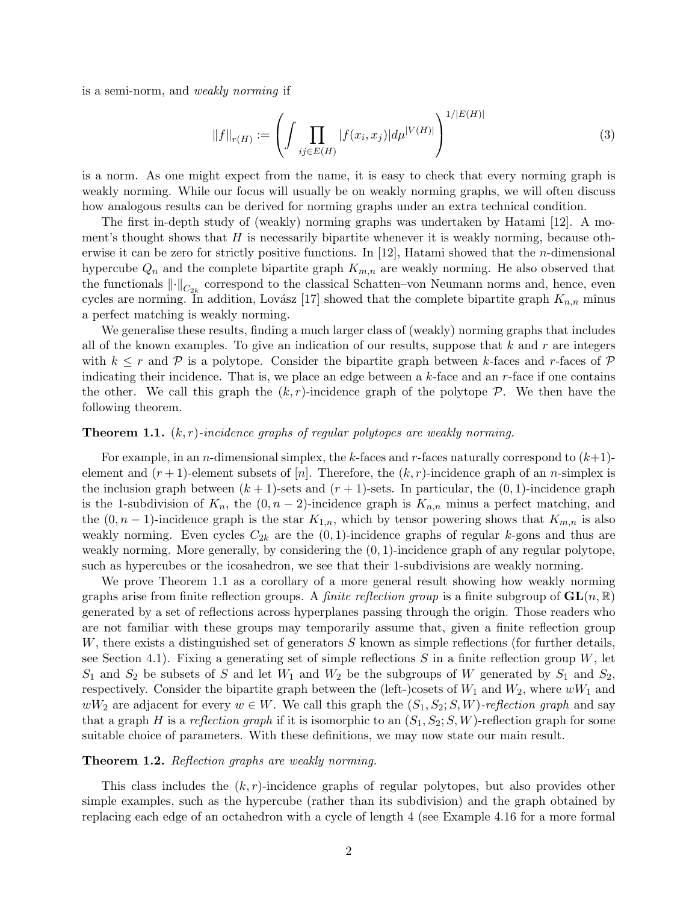is a semi-norm, and *weakly norming* if

$$\|f\|_{r(H)} := \left( \int \prod_{ij \in E(H)} |f(x_i, x_j)| d\mu^{|V(H)|} \right)^{1/|E(H)|} \tag{3}$$

is a norm. As one might expect from the name, it is easy to check that every norming graph is weakly norming. While our focus will usually be on weakly norming graphs, we will often discuss how analogous results can be derived for norming graphs under an extra technical condition.

The first in-depth study of (weakly) norming graphs was undertaken by Hatami [12]. A moment's thought shows that $H$ is necessarily bipartite whenever it is weakly norming, because otherwise it can be zero for strictly positive functions. In [12], Hatami showed that the $n$-dimensional hypercube $Q_n$ and the complete bipartite graph $K_{m,n}$ are weakly norming. He also observed that the functionals $\|\cdot\|_{C_{2k}}$ correspond to the classical Schatten–von Neumann norms and, hence, even cycles are norming. In addition, Lovász [17] showed that the complete bipartite graph $K_{n,n}$ minus a perfect matching is weakly norming.

We generalise these results, finding a much larger class of (weakly) norming graphs that includes all of the known examples. To give an indication of our results, suppose that $k$ and $r$ are integers with $k \leq r$ and $\mathcal{P}$ is a polytope. Consider the bipartite graph between $k$-faces and $r$-faces of $\mathcal{P}$ indicating their incidence. That is, we place an edge between a $k$-face and an $r$-face if one contains the other. We call this graph the $(k, r)$-incidence graph of the polytope $\mathcal{P}$. We then have the following theorem.

**Theorem 1.1.** *$(k, r)$-incidence graphs of regular polytopes are weakly norming.*

For example, in an $n$-dimensional simplex, the $k$-faces and $r$-faces naturally correspond to $(k+1)$-element and $(r+1)$-element subsets of $[n]$. Therefore, the $(k, r)$-incidence graph of an $n$-simplex is the inclusion graph between $(k+1)$-sets and $(r+1)$-sets. In particular, the $(0, 1)$-incidence graph is the 1-subdivision of $K_n$, the $(0, n-2)$-incidence graph is $K_{n,n}$ minus a perfect matching, and the $(0, n-1)$-incidence graph is the star $K_{1,n}$, which by tensor powering shows that $K_{m,n}$ is also weakly norming. Even cycles $C_{2k}$ are the $(0, 1)$-incidence graphs of regular $k$-gons and thus are weakly norming. More generally, by considering the $(0, 1)$-incidence graph of any regular polytope, such as hypercubes or the icosahedron, we see that their 1-subdivisions are weakly norming.

We prove Theorem 1.1 as a corollary of a more general result showing how weakly norming graphs arise from finite reflection groups. A *finite reflection group* is a finite subgroup of $\mathbf{GL}(n, \mathbb{R})$ generated by a set of reflections across hyperplanes passing through the origin. Those readers who are not familiar with these groups may temporarily assume that, given a finite reflection group $W$, there exists a distinguished set of generators $S$ known as simple reflections (for further details, see Section 4.1). Fixing a generating set of simple reflections $S$ in a finite reflection group $W$, let $S_1$ and $S_2$ be subsets of $S$ and let $W_1$ and $W_2$ be the subgroups of $W$ generated by $S_1$ and $S_2$, respectively. Consider the bipartite graph between the (left-)cosets of $W_1$ and $W_2$, where $wW_1$ and $wW_2$ are adjacent for every $w \in W$. We call this graph the *$(S_1, S_2; S, W)$-reflection graph* and say that a graph $H$ is a *reflection graph* if it is isomorphic to an $(S_1, S_2; S, W)$-reflection graph for some suitable choice of parameters. With these definitions, we may now state our main result.

**Theorem 1.2.** *Reflection graphs are weakly norming.*

This class includes the $(k, r)$-incidence graphs of regular polytopes, but also provides other simple examples, such as the hypercube (rather than its subdivision) and the graph obtained by replacing each edge of an octahedron with a cycle of length 4 (see Example 4.16 for a more formal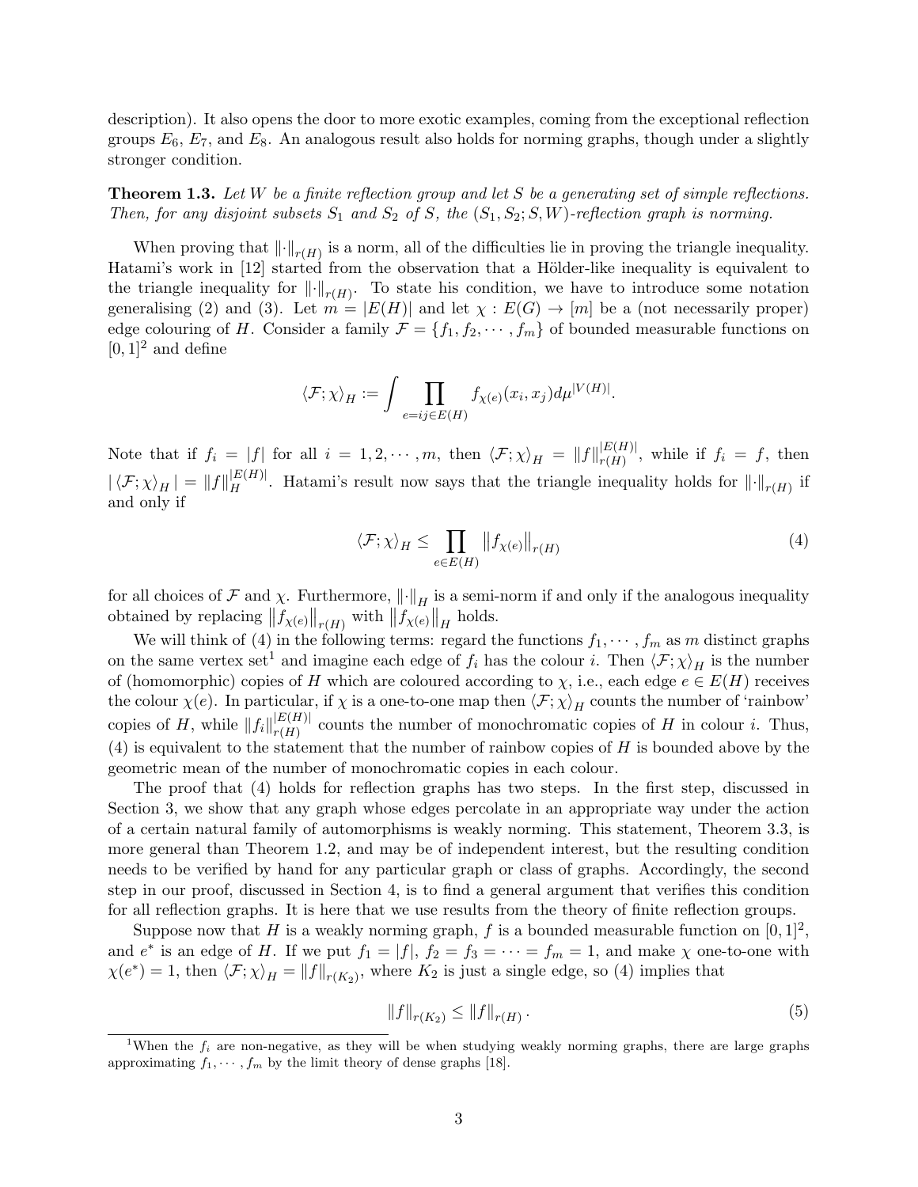description). It also opens the door to more exotic examples, coming from the exceptional reflection groups $E_6$, $E_7$, and $E_8$. An analogous result also holds for norming graphs, though under a slightly stronger condition.

**Theorem 1.3.** *Let $W$ be a finite reflection group and let $S$ be a generating set of simple reflections. Then, for any disjoint subsets $S_1$ and $S_2$ of $S$, the $(S_1, S_2; S, W)$-reflection graph is norming.*

When proving that $\|\cdot\|_{r(H)}$ is a norm, all of the difficulties lie in proving the triangle inequality. Hatami's work in [12] started from the observation that a Hölder-like inequality is equivalent to the triangle inequality for $\|\cdot\|_{r(H)}$. To state his condition, we have to introduce some notation generalising (2) and (3). Let $m = |E(H)|$ and let $\chi : E(G) \to [m]$ be a (not necessarily proper) edge colouring of $H$. Consider a family $\mathcal{F} = \{f_1, f_2, \cdots, f_m\}$ of bounded measurable functions on $[0,1]^2$ and define

$$\langle \mathcal{F}; \chi \rangle_H := \int \prod_{e=ij \in E(H)} f_{\chi(e)}(x_i, x_j) d\mu^{|V(H)|}.$$

Note that if $f_i = |f|$ for all $i = 1, 2, \cdots, m$, then $\langle \mathcal{F}; \chi \rangle_H = \|f\|_{r(H)}^{|E(H)|}$, while if $f_i = f$, then $|\langle \mathcal{F}; \chi \rangle_H| = \|f\|_H^{|E(H)|}$. Hatami's result now says that the triangle inequality holds for $\|\cdot\|_{r(H)}$ if and only if

$$\langle \mathcal{F}; \chi \rangle_H \leq \prod_{e \in E(H)} \left\|f_{\chi(e)}\right\|_{r(H)} \tag{4}$$

for all choices of $\mathcal{F}$ and $\chi$. Furthermore, $\|\cdot\|_H$ is a semi-norm if and only if the analogous inequality obtained by replacing $\left\|f_{\chi(e)}\right\|_{r(H)}$ with $\left\|f_{\chi(e)}\right\|_H$ holds.

We will think of (4) in the following terms: regard the functions $f_1, \cdots, f_m$ as $m$ distinct graphs on the same vertex set[1] and imagine each edge of $f_i$ has the colour $i$. Then $\langle \mathcal{F}; \chi \rangle_H$ is the number of (homomorphic) copies of $H$ which are coloured according to $\chi$, i.e., each edge $e \in E(H)$ receives the colour $\chi(e)$. In particular, if $\chi$ is a one-to-one map then $\langle \mathcal{F}; \chi \rangle_H$ counts the number of 'rainbow' copies of $H$, while $\|f_i\|_{r(H)}^{|E(H)|}$ counts the number of monochromatic copies of $H$ in colour $i$. Thus, (4) is equivalent to the statement that the number of rainbow copies of $H$ is bounded above by the geometric mean of the number of monochromatic copies in each colour.

The proof that (4) holds for reflection graphs has two steps. In the first step, discussed in Section 3, we show that any graph whose edges percolate in an appropriate way under the action of a certain natural family of automorphisms is weakly norming. This statement, Theorem 3.3, is more general than Theorem 1.2, and may be of independent interest, but the resulting condition needs to be verified by hand for any particular graph or class of graphs. Accordingly, the second step in our proof, discussed in Section 4, is to find a general argument that verifies this condition for all reflection graphs. It is here that we use results from the theory of finite reflection groups.

Suppose now that $H$ is a weakly norming graph, $f$ is a bounded measurable function on $[0,1]^2$, and $e^*$ is an edge of $H$. If we put $f_1 = |f|$, $f_2 = f_3 = \cdots = f_m = 1$, and make $\chi$ one-to-one with $\chi(e^*) = 1$, then $\langle \mathcal{F}; \chi \rangle_H = \|f\|_{r(K_2)}$, where $K_2$ is just a single edge, so (4) implies that

$$\|f\|_{r(K_2)} \leq \|f\|_{r(H)}. \tag{5}$$

[1] When the $f_i$ are non-negative, as they will be when studying weakly norming graphs, there are large graphs approximating $f_1, \cdots, f_m$ by the limit theory of dense graphs [18].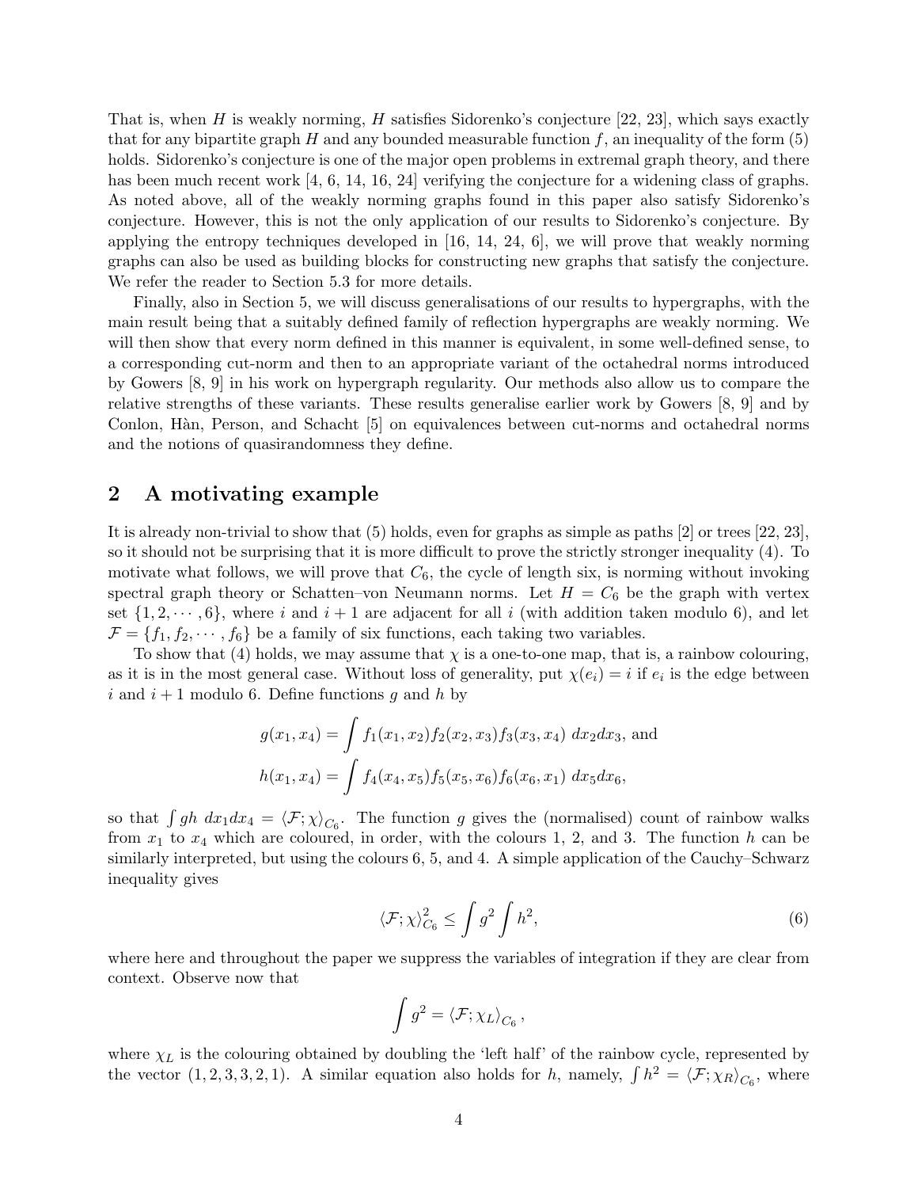That is, when $H$ is weakly norming, $H$ satisfies Sidorenko's conjecture [22, 23], which says exactly that for any bipartite graph $H$ and any bounded measurable function $f$, an inequality of the form (5) holds. Sidorenko's conjecture is one of the major open problems in extremal graph theory, and there has been much recent work [4, 6, 14, 16, 24] verifying the conjecture for a widening class of graphs. As noted above, all of the weakly norming graphs found in this paper also satisfy Sidorenko's conjecture. However, this is not the only application of our results to Sidorenko's conjecture. By applying the entropy techniques developed in [16, 14, 24, 6], we will prove that weakly norming graphs can also be used as building blocks for constructing new graphs that satisfy the conjecture. We refer the reader to Section 5.3 for more details.

Finally, also in Section 5, we will discuss generalisations of our results to hypergraphs, with the main result being that a suitably defined family of reflection hypergraphs are weakly norming. We will then show that every norm defined in this manner is equivalent, in some well-defined sense, to a corresponding cut-norm and then to an appropriate variant of the octahedral norms introduced by Gowers [8, 9] in his work on hypergraph regularity. Our methods also allow us to compare the relative strengths of these variants. These results generalise earlier work by Gowers [8, 9] and by Conlon, Hàn, Person, and Schacht [5] on equivalences between cut-norms and octahedral norms and the notions of quasirandomness they define.

## 2 A motivating example

It is already non-trivial to show that (5) holds, even for graphs as simple as paths [2] or trees [22, 23], so it should not be surprising that it is more difficult to prove the strictly stronger inequality (4). To motivate what follows, we will prove that $C_6$, the cycle of length six, is norming without invoking spectral graph theory or Schatten–von Neumann norms. Let $H = C_6$ be the graph with vertex set $\{1, 2, \cdots, 6\}$, where $i$ and $i+1$ are adjacent for all $i$ (with addition taken modulo 6), and let $\mathcal{F} = \{f_1, f_2, \cdots, f_6\}$ be a family of six functions, each taking two variables.

To show that (4) holds, we may assume that $\chi$ is a one-to-one map, that is, a rainbow colouring, as it is in the most general case. Without loss of generality, put $\chi(e_i) = i$ if $e_i$ is the edge between $i$ and $i+1$ modulo 6. Define functions $g$ and $h$ by

$$g(x_1, x_4) = \int f_1(x_1, x_2) f_2(x_2, x_3) f_3(x_3, x_4) \; dx_2 dx_3, \text{ and}$$
$$h(x_1, x_4) = \int f_4(x_4, x_5) f_5(x_5, x_6) f_6(x_6, x_1) \; dx_5 dx_6,$$

so that $\int gh \; dx_1 dx_4 = \langle \mathcal{F}; \chi \rangle_{C_6}$. The function $g$ gives the (normalised) count of rainbow walks from $x_1$ to $x_4$ which are coloured, in order, with the colours 1, 2, and 3. The function $h$ can be similarly interpreted, but using the colours 6, 5, and 4. A simple application of the Cauchy–Schwarz inequality gives

$$\langle \mathcal{F}; \chi \rangle_{C_6}^2 \leq \int g^2 \int h^2, \tag{6}$$

where here and throughout the paper we suppress the variables of integration if they are clear from context. Observe now that

$$\int g^2 = \langle \mathcal{F}; \chi_L \rangle_{C_6},$$

where $\chi_L$ is the colouring obtained by doubling the 'left half' of the rainbow cycle, represented by the vector $(1, 2, 3, 3, 2, 1)$. A similar equation also holds for $h$, namely, $\int h^2 = \langle \mathcal{F}; \chi_R \rangle_{C_6}$, where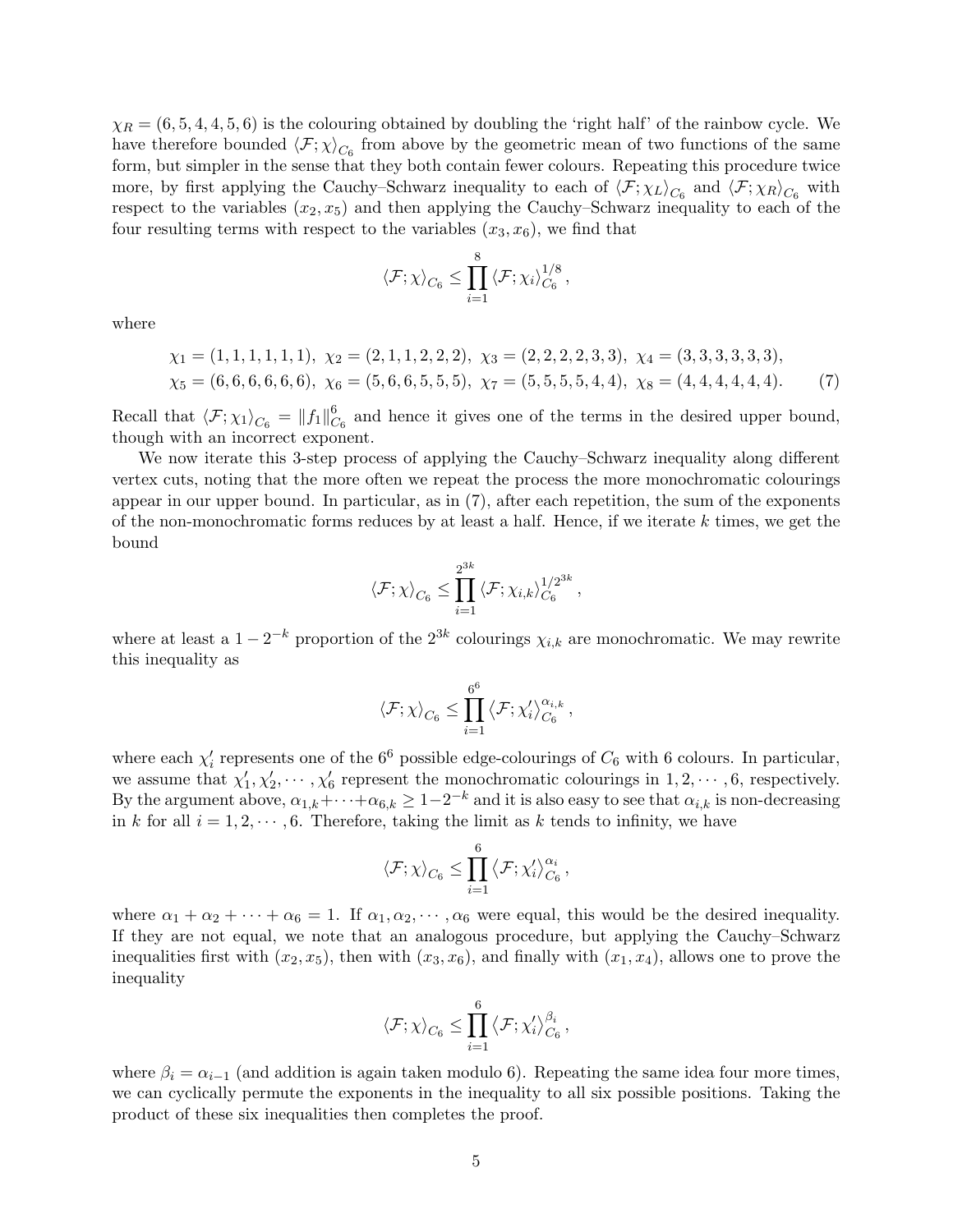$\chi_R = (6, 5, 4, 4, 5, 6)$ is the colouring obtained by doubling the 'right half' of the rainbow cycle. We have therefore bounded $\langle \mathcal{F}; \chi \rangle_{C_6}$ from above by the geometric mean of two functions of the same form, but simpler in the sense that they both contain fewer colours. Repeating this procedure twice more, by first applying the Cauchy–Schwarz inequality to each of $\langle \mathcal{F}; \chi_L \rangle_{C_6}$ and $\langle \mathcal{F}; \chi_R \rangle_{C_6}$ with respect to the variables $(x_2, x_5)$ and then applying the Cauchy–Schwarz inequality to each of the four resulting terms with respect to the variables $(x_3, x_6)$, we find that

$$\langle \mathcal{F}; \chi \rangle_{C_6} \leq \prod_{i=1}^{8} \langle \mathcal{F}; \chi_i \rangle_{C_6}^{1/8},$$

where

$$\begin{aligned}
&\chi_1 = (1, 1, 1, 1, 1, 1),\ \chi_2 = (2, 1, 1, 2, 2, 2),\ \chi_3 = (2, 2, 2, 2, 3, 3),\ \chi_4 = (3, 3, 3, 3, 3, 3), \\
&\chi_5 = (6, 6, 6, 6, 6, 6),\ \chi_6 = (5, 6, 6, 5, 5, 5),\ \chi_7 = (5, 5, 5, 5, 4, 4),\ \chi_8 = (4, 4, 4, 4, 4, 4).
\end{aligned} \tag{7}$$

Recall that $\langle \mathcal{F}; \chi_1 \rangle_{C_6} = \|f_1\|_{C_6}^6$ and hence it gives one of the terms in the desired upper bound, though with an incorrect exponent.

We now iterate this 3-step process of applying the Cauchy–Schwarz inequality along different vertex cuts, noting that the more often we repeat the process the more monochromatic colourings appear in our upper bound. In particular, as in (7), after each repetition, the sum of the exponents of the non-monochromatic forms reduces by at least a half. Hence, if we iterate $k$ times, we get the bound

$$\langle \mathcal{F}; \chi \rangle_{C_6} \leq \prod_{i=1}^{2^{3k}} \langle \mathcal{F}; \chi_{i,k} \rangle_{C_6}^{1/2^{3k}},$$

where at least a $1 - 2^{-k}$ proportion of the $2^{3k}$ colourings $\chi_{i,k}$ are monochromatic. We may rewrite this inequality as

$$\langle \mathcal{F}; \chi \rangle_{C_6} \leq \prod_{i=1}^{6^6} \langle \mathcal{F}; \chi_i' \rangle_{C_6}^{\alpha_{i,k}},$$

where each $\chi_i'$ represents one of the $6^6$ possible edge-colourings of $C_6$ with 6 colours. In particular, we assume that $\chi_1', \chi_2', \cdots, \chi_6'$ represent the monochromatic colourings in $1, 2, \cdots, 6$, respectively. By the argument above, $\alpha_{1,k} + \cdots + \alpha_{6,k} \geq 1 - 2^{-k}$ and it is also easy to see that $\alpha_{i,k}$ is non-decreasing in $k$ for all $i = 1, 2, \cdots, 6$. Therefore, taking the limit as $k$ tends to infinity, we have

$$\langle \mathcal{F}; \chi \rangle_{C_6} \leq \prod_{i=1}^{6} \langle \mathcal{F}; \chi_i' \rangle_{C_6}^{\alpha_i},$$

where $\alpha_1 + \alpha_2 + \cdots + \alpha_6 = 1$. If $\alpha_1, \alpha_2, \cdots, \alpha_6$ were equal, this would be the desired inequality. If they are not equal, we note that an analogous procedure, but applying the Cauchy–Schwarz inequalities first with $(x_2, x_5)$, then with $(x_3, x_6)$, and finally with $(x_1, x_4)$, allows one to prove the inequality

$$\langle \mathcal{F}; \chi \rangle_{C_6} \leq \prod_{i=1}^{6} \langle \mathcal{F}; \chi_i' \rangle_{C_6}^{\beta_i},$$

where $\beta_i = \alpha_{i-1}$ (and addition is again taken modulo 6). Repeating the same idea four more times, we can cyclically permute the exponents in the inequality to all six possible positions. Taking the product of these six inequalities then completes the proof.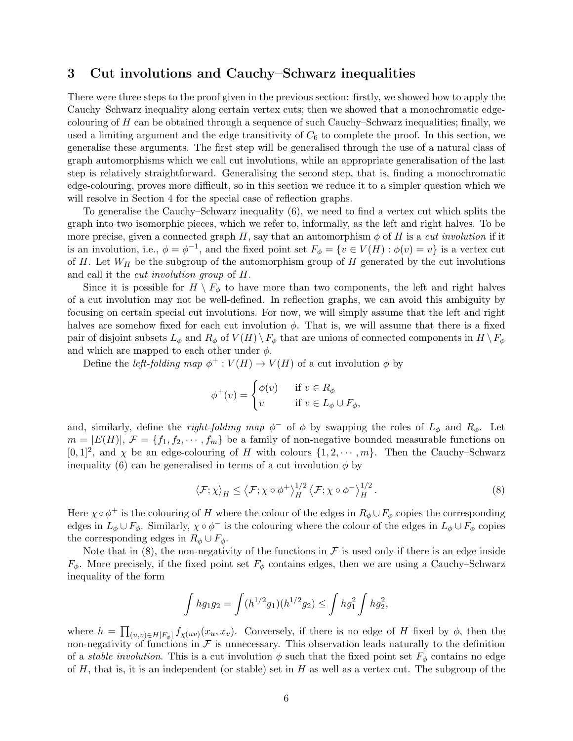## 3 Cut involutions and Cauchy–Schwarz inequalities

There were three steps to the proof given in the previous section: firstly, we showed how to apply the Cauchy–Schwarz inequality along certain vertex cuts; then we showed that a monochromatic edge-colouring of $H$ can be obtained through a sequence of such Cauchy–Schwarz inequalities; finally, we used a limiting argument and the edge transitivity of $C_6$ to complete the proof. In this section, we generalise these arguments. The first step will be generalised through the use of a natural class of graph automorphisms which we call cut involutions, while an appropriate generalisation of the last step is relatively straightforward. Generalising the second step, that is, finding a monochromatic edge-colouring, proves more difficult, so in this section we reduce it to a simpler question which we will resolve in Section 4 for the special case of reflection graphs.

To generalise the Cauchy–Schwarz inequality (6), we need to find a vertex cut which splits the graph into two isomorphic pieces, which we refer to, informally, as the left and right halves. To be more precise, given a connected graph $H$, say that an automorphism $\phi$ of $H$ is a *cut involution* if it is an involution, i.e., $\phi = \phi^{-1}$, and the fixed point set $F_\phi = \{v \in V(H) : \phi(v) = v\}$ is a vertex cut of $H$. Let $W_H$ be the subgroup of the automorphism group of $H$ generated by the cut involutions and call it the *cut involution group* of $H$.

Since it is possible for $H \setminus F_\phi$ to have more than two components, the left and right halves of a cut involution may not be well-defined. In reflection graphs, we can avoid this ambiguity by focusing on certain special cut involutions. For now, we will simply assume that the left and right halves are somehow fixed for each cut involution $\phi$. That is, we will assume that there is a fixed pair of disjoint subsets $L_\phi$ and $R_\phi$ of $V(H) \setminus F_\phi$ that are unions of connected components in $H \setminus F_\phi$ and which are mapped to each other under $\phi$.

Define the *left-folding map* $\phi^+ : V(H) \to V(H)$ of a cut involution $\phi$ by

$$\phi^+(v) = \begin{cases} \phi(v) & \text{if } v \in R_\phi \\ v & \text{if } v \in L_\phi \cup F_\phi, \end{cases}$$

and, similarly, define the *right-folding map* $\phi^-$ of $\phi$ by swapping the roles of $L_\phi$ and $R_\phi$. Let $m = |E(H)|$, $\mathcal{F} = \{f_1, f_2, \cdots, f_m\}$ be a family of non-negative bounded measurable functions on $[0,1]^2$, and $\chi$ be an edge-colouring of $H$ with colours $\{1, 2, \cdots, m\}$. Then the Cauchy–Schwarz inequality (6) can be generalised in terms of a cut involution $\phi$ by

$$\langle \mathcal{F}; \chi \rangle_H \le \langle \mathcal{F}; \chi \circ \phi^+ \rangle_H^{1/2} \langle \mathcal{F}; \chi \circ \phi^- \rangle_H^{1/2}. \tag{8}$$

Here $\chi \circ \phi^+$ is the colouring of $H$ where the colour of the edges in $R_\phi \cup F_\phi$ copies the corresponding edges in $L_\phi \cup F_\phi$. Similarly, $\chi \circ \phi^-$ is the colouring where the colour of the edges in $L_\phi \cup F_\phi$ copies the corresponding edges in $R_\phi \cup F_\phi$.

Note that in (8), the non-negativity of the functions in $\mathcal{F}$ is used only if there is an edge inside $F_\phi$. More precisely, if the fixed point set $F_\phi$ contains edges, then we are using a Cauchy–Schwarz inequality of the form

$$\int h g_1 g_2 = \int (h^{1/2} g_1)(h^{1/2} g_2) \le \int h g_1^2 \int h g_2^2,$$

where $h = \prod_{(u,v) \in H[F_\phi]} f_{\chi(uv)}(x_u, x_v)$. Conversely, if there is no edge of $H$ fixed by $\phi$, then the non-negativity of functions in $\mathcal{F}$ is unnecessary. This observation leads naturally to the definition of a *stable involution*. This is a cut involution $\phi$ such that the fixed point set $F_\phi$ contains no edge of $H$, that is, it is an independent (or stable) set in $H$ as well as a vertex cut. The subgroup of the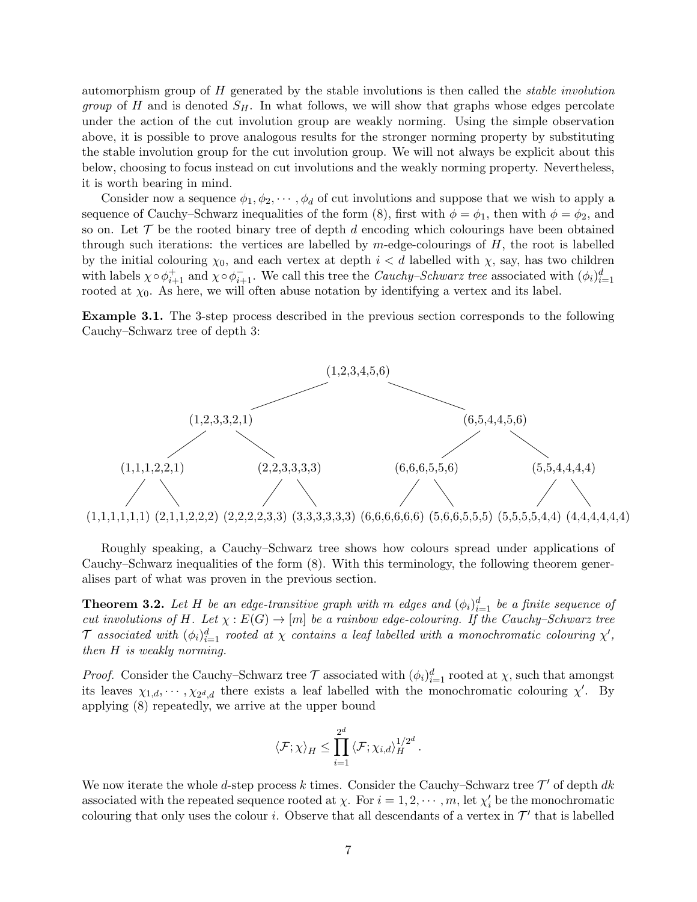automorphism group of $H$ generated by the stable involutions is then called the *stable involution group* of $H$ and is denoted $S_H$. In what follows, we will show that graphs whose edges percolate under the action of the cut involution group are weakly norming. Using the simple observation above, it is possible to prove analogous results for the stronger norming property by substituting the stable involution group for the cut involution group. We will not always be explicit about this below, choosing to focus instead on cut involutions and the weakly norming property. Nevertheless, it is worth bearing in mind.

Consider now a sequence $\phi_1, \phi_2, \cdots, \phi_d$ of cut involutions and suppose that we wish to apply a sequence of Cauchy–Schwarz inequalities of the form (8), first with $\phi = \phi_1$, then with $\phi = \phi_2$, and so on. Let $\mathcal{T}$ be the rooted binary tree of depth $d$ encoding which colourings have been obtained through such iterations: the vertices are labelled by $m$-edge-colourings of $H$, the root is labelled by the initial colouring $\chi_0$, and each vertex at depth $i < d$ labelled with $\chi$, say, has two children with labels $\chi \circ \phi_{i+1}^+$ and $\chi \circ \phi_{i+1}^-$. We call this tree the *Cauchy–Schwarz tree* associated with $(\phi_i)_{i=1}^d$ rooted at $\chi_0$. As here, we will often abuse notation by identifying a vertex and its label.

**Example 3.1.** The 3-step process described in the previous section corresponds to the following Cauchy–Schwarz tree of depth 3:

```
                                   (1,2,3,4,5,6)
                 (1,2,3,3,2,1)                         (6,5,4,4,5,6)
       (1,1,1,2,2,1)      (2,2,3,3,3,3)       (6,6,6,5,5,6)      (5,5,4,4,4,4)
(1,1,1,1,1,1) (2,1,1,2,2,2) (2,2,2,2,3,3) (3,3,3,3,3,3) (6,6,6,6,6,6) (5,6,6,5,5,5) (5,5,5,5,4,4) (4,4,4,4,4,4)
```

Roughly speaking, a Cauchy–Schwarz tree shows how colours spread under applications of Cauchy–Schwarz inequalities of the form (8). With this terminology, the following theorem generalises part of what was proven in the previous section.

**Theorem 3.2.** *Let $H$ be an edge-transitive graph with $m$ edges and $(\phi_i)_{i=1}^d$ be a finite sequence of cut involutions of $H$. Let $\chi : E(G) \to [m]$ be a rainbow edge-colouring. If the Cauchy–Schwarz tree $\mathcal{T}$ associated with $(\phi_i)_{i=1}^d$ rooted at $\chi$ contains a leaf labelled with a monochromatic colouring $\chi'$, then $H$ is weakly norming.*

*Proof.* Consider the Cauchy–Schwarz tree $\mathcal{T}$ associated with $(\phi_i)_{i=1}^d$ rooted at $\chi$, such that amongst its leaves $\chi_{1,d}, \cdots, \chi_{2^d,d}$ there exists a leaf labelled with the monochromatic colouring $\chi'$. By applying (8) repeatedly, we arrive at the upper bound

$$\langle \mathcal{F}; \chi \rangle_H \le \prod_{i=1}^{2^d} \langle \mathcal{F}; \chi_{i,d} \rangle_H^{1/2^d}.$$

We now iterate the whole $d$-step process $k$ times. Consider the Cauchy–Schwarz tree $\mathcal{T}'$ of depth $dk$ associated with the repeated sequence rooted at $\chi$. For $i = 1, 2, \cdots, m$, let $\chi'_i$ be the monochromatic colouring that only uses the colour $i$. Observe that all descendants of a vertex in $\mathcal{T}'$ that is labelled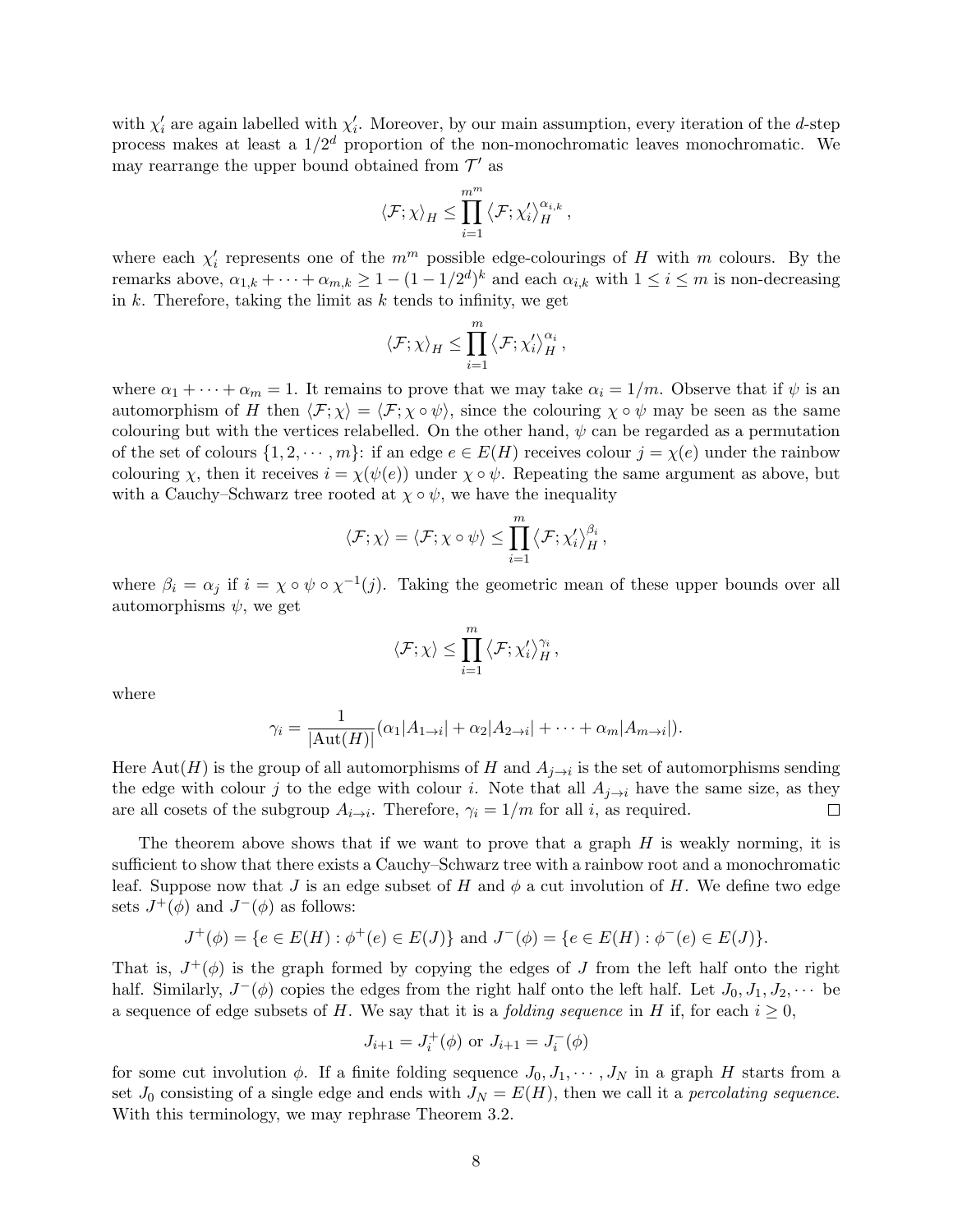with $\chi'_i$ are again labelled with $\chi'_i$. Moreover, by our main assumption, every iteration of the $d$-step process makes at least a $1/2^d$ proportion of the non-monochromatic leaves monochromatic. We may rearrange the upper bound obtained from $\mathcal{T}'$ as

$$\langle \mathcal{F}; \chi \rangle_H \leq \prod_{i=1}^{m^m} \langle \mathcal{F}; \chi'_i \rangle_H^{\alpha_{i,k}},$$

where each $\chi'_i$ represents one of the $m^m$ possible edge-colourings of $H$ with $m$ colours. By the remarks above, $\alpha_{1,k} + \cdots + \alpha_{m,k} \geq 1 - (1 - 1/2^d)^k$ and each $\alpha_{i,k}$ with $1 \leq i \leq m$ is non-decreasing in $k$. Therefore, taking the limit as $k$ tends to infinity, we get

$$\langle \mathcal{F}; \chi \rangle_H \leq \prod_{i=1}^{m} \langle \mathcal{F}; \chi'_i \rangle_H^{\alpha_i},$$

where $\alpha_1 + \cdots + \alpha_m = 1$. It remains to prove that we may take $\alpha_i = 1/m$. Observe that if $\psi$ is an automorphism of $H$ then $\langle \mathcal{F}; \chi \rangle = \langle \mathcal{F}; \chi \circ \psi \rangle$, since the colouring $\chi \circ \psi$ may be seen as the same colouring but with the vertices relabelled. On the other hand, $\psi$ can be regarded as a permutation of the set of colours $\{1, 2, \cdots, m\}$: if an edge $e \in E(H)$ receives colour $j = \chi(e)$ under the rainbow colouring $\chi$, then it receives $i = \chi(\psi(e))$ under $\chi \circ \psi$. Repeating the same argument as above, but with a Cauchy–Schwarz tree rooted at $\chi \circ \psi$, we have the inequality

$$\langle \mathcal{F}; \chi \rangle = \langle \mathcal{F}; \chi \circ \psi \rangle \leq \prod_{i=1}^{m} \langle \mathcal{F}; \chi'_i \rangle_H^{\beta_i},$$

where $\beta_i = \alpha_j$ if $i = \chi \circ \psi \circ \chi^{-1}(j)$. Taking the geometric mean of these upper bounds over all automorphisms $\psi$, we get

$$\langle \mathcal{F}; \chi \rangle \leq \prod_{i=1}^{m} \langle \mathcal{F}; \chi'_i \rangle_H^{\gamma_i},$$

where

$$\gamma_i = \frac{1}{|\mathrm{Aut}(H)|}(\alpha_1 |A_{1\to i}| + \alpha_2 |A_{2\to i}| + \cdots + \alpha_m |A_{m\to i}|).$$

Here $\mathrm{Aut}(H)$ is the group of all automorphisms of $H$ and $A_{j\to i}$ is the set of automorphisms sending the edge with colour $j$ to the edge with colour $i$. Note that all $A_{j\to i}$ have the same size, as they are all cosets of the subgroup $A_{i\to i}$. Therefore, $\gamma_i = 1/m$ for all $i$, as required. □

The theorem above shows that if we want to prove that a graph $H$ is weakly norming, it is sufficient to show that there exists a Cauchy–Schwarz tree with a rainbow root and a monochromatic leaf. Suppose now that $J$ is an edge subset of $H$ and $\phi$ a cut involution of $H$. We define two edge sets $J^+(\phi)$ and $J^-(\phi)$ as follows:

$$J^+(\phi) = \{e \in E(H) : \phi^+(e) \in E(J)\} \text{ and } J^-(\phi) = \{e \in E(H) : \phi^-(e) \in E(J)\}.$$

That is, $J^+(\phi)$ is the graph formed by copying the edges of $J$ from the left half onto the right half. Similarly, $J^-(\phi)$ copies the edges from the right half onto the left half. Let $J_0, J_1, J_2, \cdots$ be a sequence of edge subsets of $H$. We say that it is a *folding sequence* in $H$ if, for each $i \geq 0$,

$$J_{i+1} = J_i^+(\phi) \text{ or } J_{i+1} = J_i^-(\phi)$$

for some cut involution $\phi$. If a finite folding sequence $J_0, J_1, \cdots, J_N$ in a graph $H$ starts from a set $J_0$ consisting of a single edge and ends with $J_N = E(H)$, then we call it a *percolating sequence*. With this terminology, we may rephrase Theorem 3.2.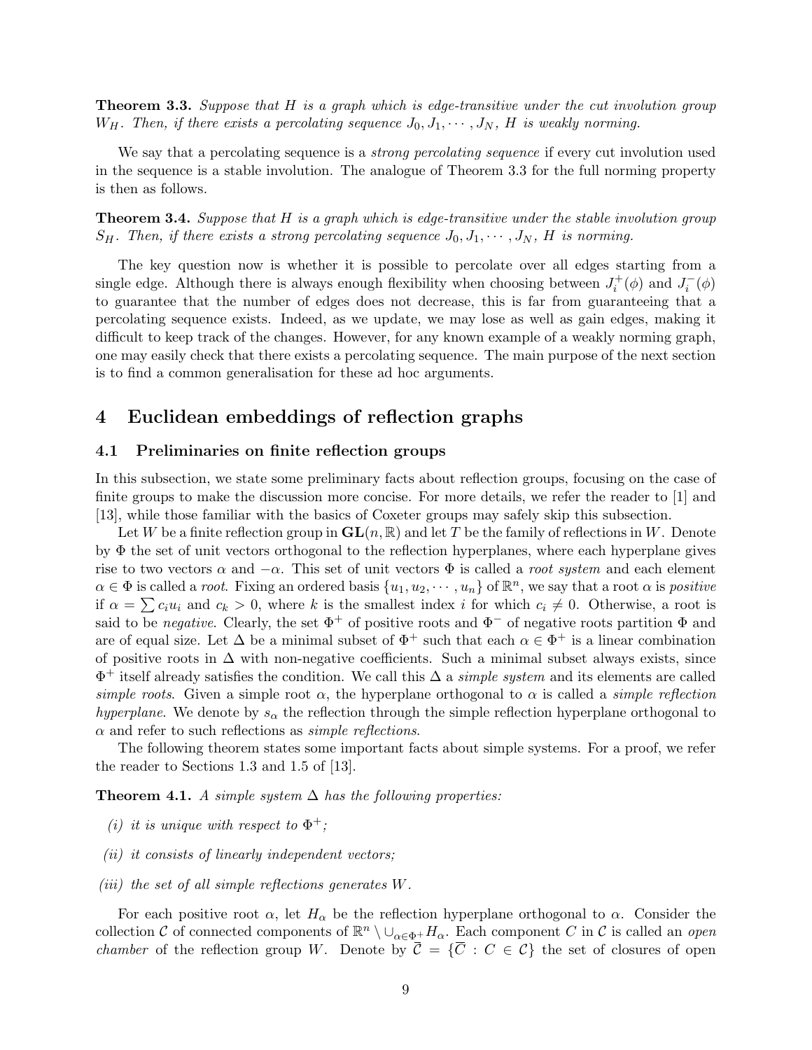**Theorem 3.3.** *Suppose that $H$ is a graph which is edge-transitive under the cut involution group $W_H$. Then, if there exists a percolating sequence $J_0, J_1, \cdots, J_N$, $H$ is weakly norming.*

We say that a percolating sequence is a *strong percolating sequence* if every cut involution used in the sequence is a stable involution. The analogue of Theorem 3.3 for the full norming property is then as follows.

**Theorem 3.4.** *Suppose that $H$ is a graph which is edge-transitive under the stable involution group $S_H$. Then, if there exists a strong percolating sequence $J_0, J_1, \cdots, J_N$, $H$ is norming.*

The key question now is whether it is possible to percolate over all edges starting from a single edge. Although there is always enough flexibility when choosing between $J_i^+(\phi)$ and $J_i^-(\phi)$ to guarantee that the number of edges does not decrease, this is far from guaranteeing that a percolating sequence exists. Indeed, as we update, we may lose as well as gain edges, making it difficult to keep track of the changes. However, for any known example of a weakly norming graph, one may easily check that there exists a percolating sequence. The main purpose of the next section is to find a common generalisation for these ad hoc arguments.

# 4 Euclidean embeddings of reflection graphs

## 4.1 Preliminaries on finite reflection groups

In this subsection, we state some preliminary facts about reflection groups, focusing on the case of finite groups to make the discussion more concise. For more details, we refer the reader to [1] and [13], while those familiar with the basics of Coxeter groups may safely skip this subsection.

Let $W$ be a finite reflection group in $\mathbf{GL}(n, \mathbb{R})$ and let $T$ be the family of reflections in $W$. Denote by $\Phi$ the set of unit vectors orthogonal to the reflection hyperplanes, where each hyperplane gives rise to two vectors $\alpha$ and $-\alpha$. This set of unit vectors $\Phi$ is called a *root system* and each element $\alpha \in \Phi$ is called a *root*. Fixing an ordered basis $\{u_1, u_2, \cdots, u_n\}$ of $\mathbb{R}^n$, we say that a root $\alpha$ is *positive* if $\alpha = \sum c_i u_i$ and $c_k > 0$, where $k$ is the smallest index $i$ for which $c_i \neq 0$. Otherwise, a root is said to be *negative*. Clearly, the set $\Phi^+$ of positive roots and $\Phi^-$ of negative roots partition $\Phi$ and are of equal size. Let $\Delta$ be a minimal subset of $\Phi^+$ such that each $\alpha \in \Phi^+$ is a linear combination of positive roots in $\Delta$ with non-negative coefficients. Such a minimal subset always exists, since $\Phi^+$ itself already satisfies the condition. We call this $\Delta$ a *simple system* and its elements are called *simple roots*. Given a simple root $\alpha$, the hyperplane orthogonal to $\alpha$ is called a *simple reflection hyperplane*. We denote by $s_\alpha$ the reflection through the simple reflection hyperplane orthogonal to $\alpha$ and refer to such reflections as *simple reflections*.

The following theorem states some important facts about simple systems. For a proof, we refer the reader to Sections 1.3 and 1.5 of [13].

**Theorem 4.1.** *A simple system $\Delta$ has the following properties:*

*(i) it is unique with respect to $\Phi^+$;*

*(ii) it consists of linearly independent vectors;*

*(iii) the set of all simple reflections generates $W$.*

For each positive root $\alpha$, let $H_\alpha$ be the reflection hyperplane orthogonal to $\alpha$. Consider the collection $\mathcal{C}$ of connected components of $\mathbb{R}^n \setminus \cup_{\alpha \in \Phi^+} H_\alpha$. Each component $C$ in $\mathcal{C}$ is called an *open chamber* of the reflection group $W$. Denote by $\overline{\mathcal{C}} = \{\overline{C} : C \in \mathcal{C}\}$ the set of closures of open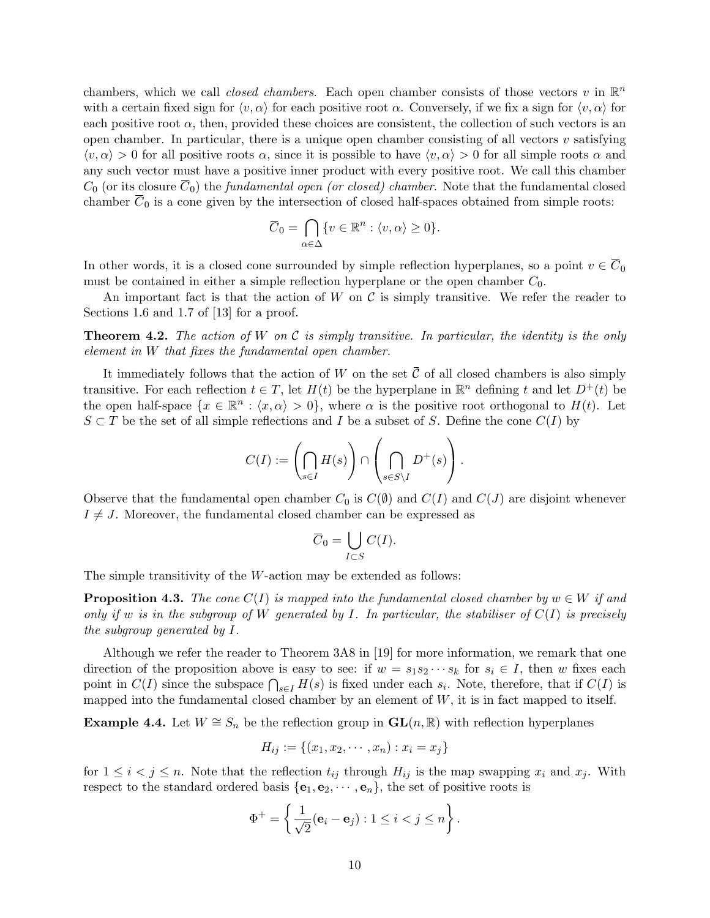chambers, which we call *closed chambers*. Each open chamber consists of those vectors $v$ in $\mathbb{R}^n$ with a certain fixed sign for $\langle v, \alpha \rangle$ for each positive root $\alpha$. Conversely, if we fix a sign for $\langle v, \alpha \rangle$ for each positive root $\alpha$, then, provided these choices are consistent, the collection of such vectors is an open chamber. In particular, there is a unique open chamber consisting of all vectors $v$ satisfying $\langle v, \alpha \rangle > 0$ for all positive roots $\alpha$, since it is possible to have $\langle v, \alpha \rangle > 0$ for all simple roots $\alpha$ and any such vector must have a positive inner product with every positive root. We call this chamber $C_0$ (or its closure $\overline{C}_0$) the *fundamental open (or closed) chamber*. Note that the fundamental closed chamber $\overline{C}_0$ is a cone given by the intersection of closed half-spaces obtained from simple roots:

$$\overline{C}_0 = \bigcap_{\alpha \in \Delta} \{v \in \mathbb{R}^n : \langle v, \alpha \rangle \geq 0\}.$$

In other words, it is a closed cone surrounded by simple reflection hyperplanes, so a point $v \in \overline{C}_0$ must be contained in either a simple reflection hyperplane or the open chamber $C_0$.

An important fact is that the action of $W$ on $\mathcal{C}$ is simply transitive. We refer the reader to Sections 1.6 and 1.7 of [13] for a proof.

**Theorem 4.2.** *The action of $W$ on $\mathcal{C}$ is simply transitive. In particular, the identity is the only element in $W$ that fixes the fundamental open chamber.*

It immediately follows that the action of $W$ on the set $\overline{\mathcal{C}}$ of all closed chambers is also simply transitive. For each reflection $t \in T$, let $H(t)$ be the hyperplane in $\mathbb{R}^n$ defining $t$ and let $D^+(t)$ be the open half-space $\{x \in \mathbb{R}^n : \langle x, \alpha \rangle > 0\}$, where $\alpha$ is the positive root orthogonal to $H(t)$. Let $S \subset T$ be the set of all simple reflections and $I$ be a subset of $S$. Define the cone $C(I)$ by

$$C(I) := \left( \bigcap_{s \in I} H(s) \right) \cap \left( \bigcap_{s \in S \setminus I} D^+(s) \right).$$

Observe that the fundamental open chamber $C_0$ is $C(\emptyset)$ and $C(I)$ and $C(J)$ are disjoint whenever $I \neq J$. Moreover, the fundamental closed chamber can be expressed as

$$\overline{C}_0 = \bigcup_{I \subset S} C(I).$$

The simple transitivity of the $W$-action may be extended as follows:

**Proposition 4.3.** *The cone $C(I)$ is mapped into the fundamental closed chamber by $w \in W$ if and only if $w$ is in the subgroup of $W$ generated by $I$. In particular, the stabiliser of $C(I)$ is precisely the subgroup generated by $I$.*

Although we refer the reader to Theorem 3A8 in [19] for more information, we remark that one direction of the proposition above is easy to see: if $w = s_1 s_2 \cdots s_k$ for $s_i \in I$, then $w$ fixes each point in $C(I)$ since the subspace $\bigcap_{s \in I} H(s)$ is fixed under each $s_i$. Note, therefore, that if $C(I)$ is mapped into the fundamental closed chamber by an element of $W$, it is in fact mapped to itself.

**Example 4.4.** Let $W \cong S_n$ be the reflection group in $\mathbf{GL}(n, \mathbb{R})$ with reflection hyperplanes

$$H_{ij} := \{(x_1, x_2, \cdots, x_n) : x_i = x_j\}$$

for $1 \leq i < j \leq n$. Note that the reflection $t_{ij}$ through $H_{ij}$ is the map swapping $x_i$ and $x_j$. With respect to the standard ordered basis $\{\mathbf{e}_1, \mathbf{e}_2, \cdots, \mathbf{e}_n\}$, the set of positive roots is

$$\Phi^+ = \left\{ \frac{1}{\sqrt{2}}(\mathbf{e}_i - \mathbf{e}_j) : 1 \leq i < j \leq n \right\}.$$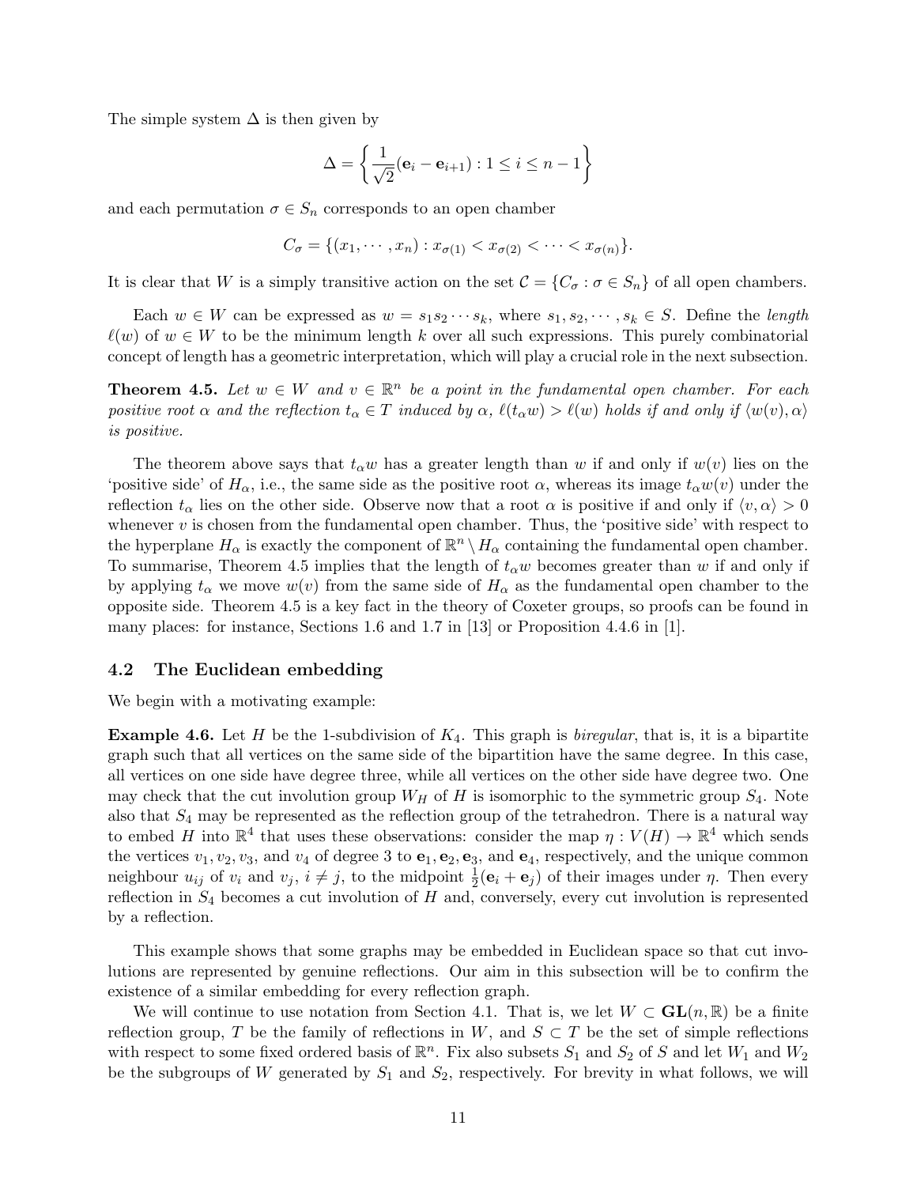The simple system $\Delta$ is then given by

$$\Delta = \left\{ \frac{1}{\sqrt{2}}(\mathbf{e}_i - \mathbf{e}_{i+1}) : 1 \leq i \leq n-1 \right\}$$

and each permutation $\sigma \in S_n$ corresponds to an open chamber

$$C_\sigma = \{(x_1, \cdots, x_n) : x_{\sigma(1)} < x_{\sigma(2)} < \cdots < x_{\sigma(n)}\}.$$

It is clear that $W$ is a simply transitive action on the set $\mathcal{C} = \{C_\sigma : \sigma \in S_n\}$ of all open chambers.

Each $w \in W$ can be expressed as $w = s_1 s_2 \cdots s_k$, where $s_1, s_2, \cdots, s_k \in S$. Define the *length* $\ell(w)$ of $w \in W$ to be the minimum length $k$ over all such expressions. This purely combinatorial concept of length has a geometric interpretation, which will play a crucial role in the next subsection.

**Theorem 4.5.** *Let $w \in W$ and $v \in \mathbb{R}^n$ be a point in the fundamental open chamber. For each positive root $\alpha$ and the reflection $t_\alpha \in T$ induced by $\alpha$, $\ell(t_\alpha w) > \ell(w)$ holds if and only if $\langle w(v), \alpha \rangle$ is positive.*

The theorem above says that $t_\alpha w$ has a greater length than $w$ if and only if $w(v)$ lies on the 'positive side' of $H_\alpha$, i.e., the same side as the positive root $\alpha$, whereas its image $t_\alpha w(v)$ under the reflection $t_\alpha$ lies on the other side. Observe now that a root $\alpha$ is positive if and only if $\langle v, \alpha \rangle > 0$ whenever $v$ is chosen from the fundamental open chamber. Thus, the 'positive side' with respect to the hyperplane $H_\alpha$ is exactly the component of $\mathbb{R}^n \setminus H_\alpha$ containing the fundamental open chamber. To summarise, Theorem 4.5 implies that the length of $t_\alpha w$ becomes greater than $w$ if and only if by applying $t_\alpha$ we move $w(v)$ from the same side of $H_\alpha$ as the fundamental open chamber to the opposite side. Theorem 4.5 is a key fact in the theory of Coxeter groups, so proofs can be found in many places: for instance, Sections 1.6 and 1.7 in [13] or Proposition 4.4.6 in [1].

## 4.2 The Euclidean embedding

We begin with a motivating example:

**Example 4.6.** Let $H$ be the 1-subdivision of $K_4$. This graph is *biregular*, that is, it is a bipartite graph such that all vertices on the same side of the bipartition have the same degree. In this case, all vertices on one side have degree three, while all vertices on the other side have degree two. One may check that the cut involution group $W_H$ of $H$ is isomorphic to the symmetric group $S_4$. Note also that $S_4$ may be represented as the reflection group of the tetrahedron. There is a natural way to embed $H$ into $\mathbb{R}^4$ that uses these observations: consider the map $\eta : V(H) \to \mathbb{R}^4$ which sends the vertices $v_1, v_2, v_3$, and $v_4$ of degree 3 to $\mathbf{e}_1, \mathbf{e}_2, \mathbf{e}_3$, and $\mathbf{e}_4$, respectively, and the unique common neighbour $u_{ij}$ of $v_i$ and $v_j$, $i \neq j$, to the midpoint $\frac{1}{2}(\mathbf{e}_i + \mathbf{e}_j)$ of their images under $\eta$. Then every reflection in $S_4$ becomes a cut involution of $H$ and, conversely, every cut involution is represented by a reflection.

This example shows that some graphs may be embedded in Euclidean space so that cut involutions are represented by genuine reflections. Our aim in this subsection will be to confirm the existence of a similar embedding for every reflection graph.

We will continue to use notation from Section 4.1. That is, we let $W \subset \mathbf{GL}(n, \mathbb{R})$ be a finite reflection group, $T$ be the family of reflections in $W$, and $S \subset T$ be the set of simple reflections with respect to some fixed ordered basis of $\mathbb{R}^n$. Fix also subsets $S_1$ and $S_2$ of $S$ and let $W_1$ and $W_2$ be the subgroups of $W$ generated by $S_1$ and $S_2$, respectively. For brevity in what follows, we will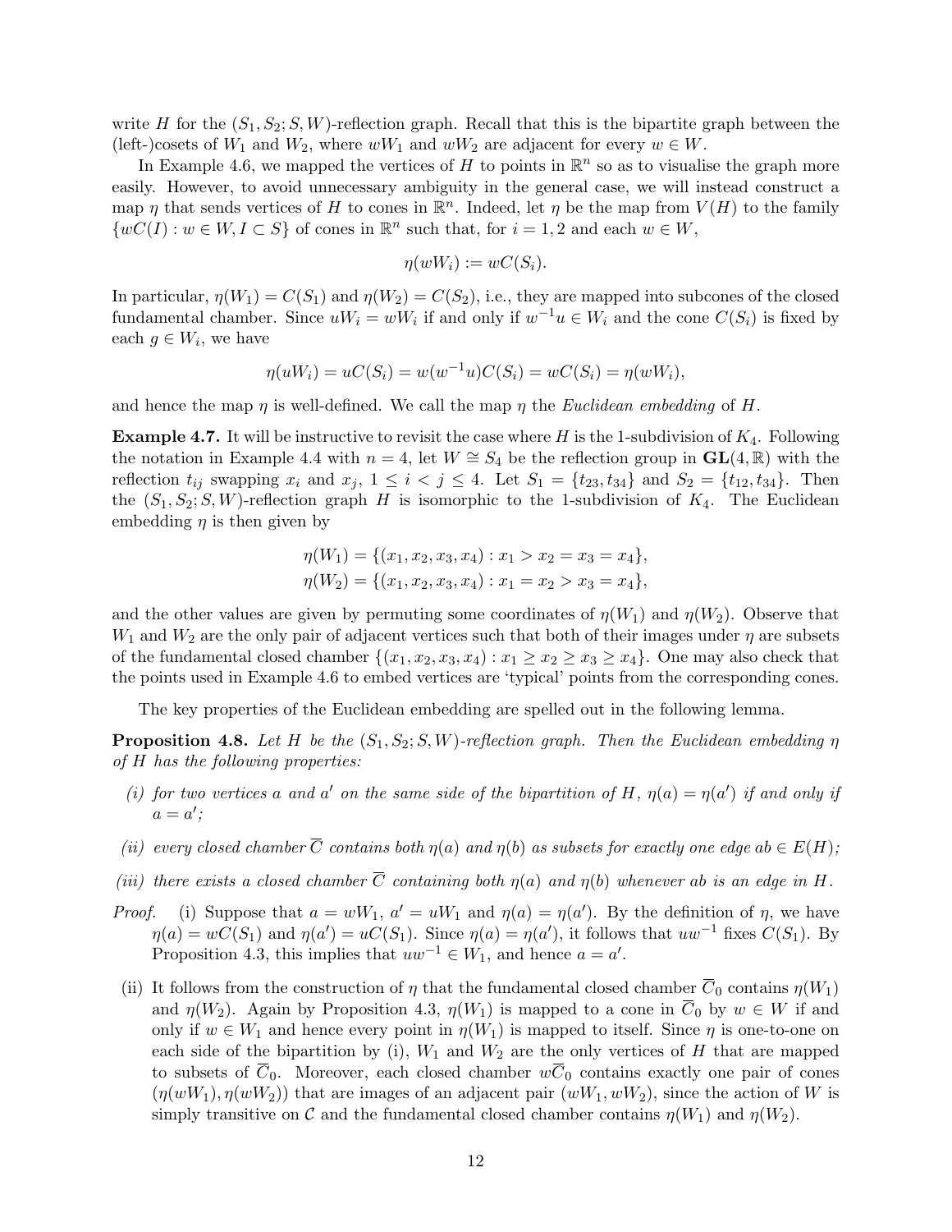write $H$ for the $(S_1, S_2; S, W)$-reflection graph. Recall that this is the bipartite graph between the (left-)cosets of $W_1$ and $W_2$, where $wW_1$ and $wW_2$ are adjacent for every $w \in W$.

In Example 4.6, we mapped the vertices of $H$ to points in $\mathbb{R}^n$ so as to visualise the graph more easily. However, to avoid unnecessary ambiguity in the general case, we will instead construct a map $\eta$ that sends vertices of $H$ to cones in $\mathbb{R}^n$. Indeed, let $\eta$ be the map from $V(H)$ to the family $\{wC(I) : w \in W, I \subset S\}$ of cones in $\mathbb{R}^n$ such that, for $i = 1, 2$ and each $w \in W$,

$$\eta(wW_i) := wC(S_i).$$

In particular, $\eta(W_1) = C(S_1)$ and $\eta(W_2) = C(S_2)$, i.e., they are mapped into subcones of the closed fundamental chamber. Since $uW_i = wW_i$ if and only if $w^{-1}u \in W_i$ and the cone $C(S_i)$ is fixed by each $g \in W_i$, we have

$$\eta(uW_i) = uC(S_i) = w(w^{-1}u)C(S_i) = wC(S_i) = \eta(wW_i),$$

and hence the map $\eta$ is well-defined. We call the map $\eta$ the *Euclidean embedding* of $H$.

**Example 4.7.** It will be instructive to revisit the case where $H$ is the 1-subdivision of $K_4$. Following the notation in Example 4.4 with $n = 4$, let $W \cong S_4$ be the reflection group in $\mathbf{GL}(4, \mathbb{R})$ with the reflection $t_{ij}$ swapping $x_i$ and $x_j$, $1 \le i < j \le 4$. Let $S_1 = \{t_{23}, t_{34}\}$ and $S_2 = \{t_{12}, t_{34}\}$. Then the $(S_1, S_2; S, W)$-reflection graph $H$ is isomorphic to the 1-subdivision of $K_4$. The Euclidean embedding $\eta$ is then given by

$$\eta(W_1) = \{(x_1, x_2, x_3, x_4) : x_1 > x_2 = x_3 = x_4\},$$
$$\eta(W_2) = \{(x_1, x_2, x_3, x_4) : x_1 = x_2 > x_3 = x_4\},$$

and the other values are given by permuting some coordinates of $\eta(W_1)$ and $\eta(W_2)$. Observe that $W_1$ and $W_2$ are the only pair of adjacent vertices such that both of their images under $\eta$ are subsets of the fundamental closed chamber $\{(x_1, x_2, x_3, x_4) : x_1 \ge x_2 \ge x_3 \ge x_4\}$. One may also check that the points used in Example 4.6 to embed vertices are 'typical' points from the corresponding cones.

The key properties of the Euclidean embedding are spelled out in the following lemma.

**Proposition 4.8.** *Let $H$ be the $(S_1, S_2; S, W)$-reflection graph. Then the Euclidean embedding $\eta$ of $H$ has the following properties:*

*(i) for two vertices $a$ and $a'$ on the same side of the bipartition of $H$, $\eta(a) = \eta(a')$ if and only if $a = a'$;*

*(ii) every closed chamber $\overline{C}$ contains both $\eta(a)$ and $\eta(b)$ as subsets for exactly one edge $ab \in E(H)$;*

*(iii) there exists a closed chamber $\overline{C}$ containing both $\eta(a)$ and $\eta(b)$ whenever $ab$ is an edge in $H$.*

*Proof.* (i) Suppose that $a = wW_1$, $a' = uW_1$ and $\eta(a) = \eta(a')$. By the definition of $\eta$, we have $\eta(a) = wC(S_1)$ and $\eta(a') = uC(S_1)$. Since $\eta(a) = \eta(a')$, it follows that $uw^{-1}$ fixes $C(S_1)$. By Proposition 4.3, this implies that $uw^{-1} \in W_1$, and hence $a = a'$.

(ii) It follows from the construction of $\eta$ that the fundamental closed chamber $\overline{C}_0$ contains $\eta(W_1)$ and $\eta(W_2)$. Again by Proposition 4.3, $\eta(W_1)$ is mapped to a cone in $\overline{C}_0$ by $w \in W$ if and only if $w \in W_1$ and hence every point in $\eta(W_1)$ is mapped to itself. Since $\eta$ is one-to-one on each side of the bipartition by (i), $W_1$ and $W_2$ are the only vertices of $H$ that are mapped to subsets of $\overline{C}_0$. Moreover, each closed chamber $w\overline{C}_0$ contains exactly one pair of cones $(\eta(wW_1), \eta(wW_2))$ that are images of an adjacent pair $(wW_1, wW_2)$, since the action of $W$ is simply transitive on $\mathcal{C}$ and the fundamental closed chamber contains $\eta(W_1)$ and $\eta(W_2)$.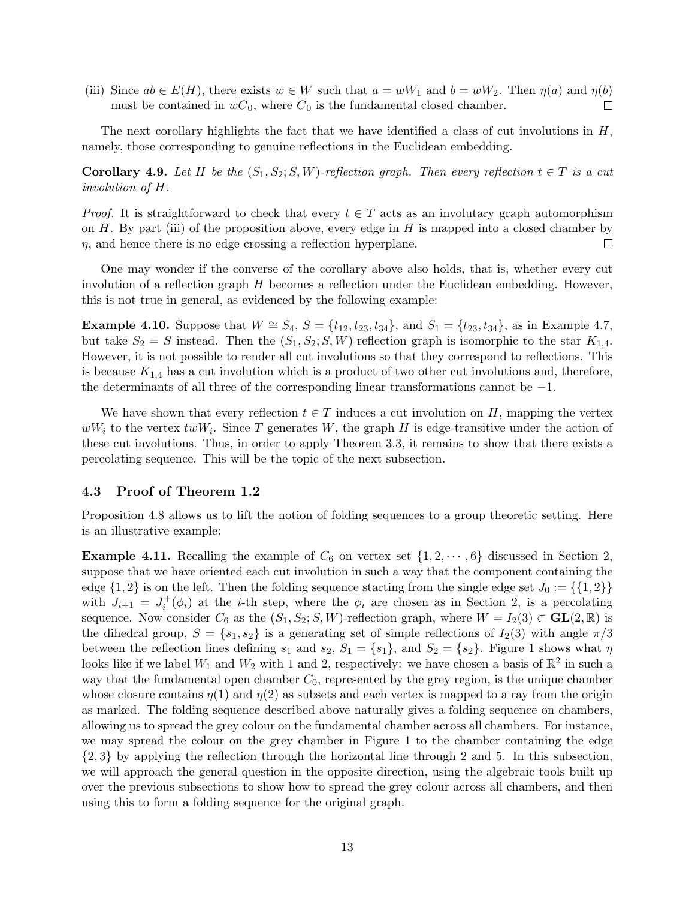(iii) Since $ab \in E(H)$, there exists $w \in W$ such that $a = wW_1$ and $b = wW_2$. Then $\eta(a)$ and $\eta(b)$ must be contained in $w\overline{C}_0$, where $\overline{C}_0$ is the fundamental closed chamber. ☐

The next corollary highlights the fact that we have identified a class of cut involutions in $H$, namely, those corresponding to genuine reflections in the Euclidean embedding.

**Corollary 4.9.** *Let $H$ be the $(S_1, S_2; S, W)$-reflection graph. Then every reflection $t \in T$ is a cut involution of $H$.*

*Proof.* It is straightforward to check that every $t \in T$ acts as an involutary graph automorphism on $H$. By part (iii) of the proposition above, every edge in $H$ is mapped into a closed chamber by $\eta$, and hence there is no edge crossing a reflection hyperplane. ☐

One may wonder if the converse of the corollary above also holds, that is, whether every cut involution of a reflection graph $H$ becomes a reflection under the Euclidean embedding. However, this is not true in general, as evidenced by the following example:

**Example 4.10.** Suppose that $W \cong S_4$, $S = \{t_{12}, t_{23}, t_{34}\}$, and $S_1 = \{t_{23}, t_{34}\}$, as in Example 4.7, but take $S_2 = S$ instead. Then the $(S_1, S_2; S, W)$-reflection graph is isomorphic to the star $K_{1,4}$. However, it is not possible to render all cut involutions so that they correspond to reflections. This is because $K_{1,4}$ has a cut involution which is a product of two other cut involutions and, therefore, the determinants of all three of the corresponding linear transformations cannot be $-1$.

We have shown that every reflection $t \in T$ induces a cut involution on $H$, mapping the vertex $wW_i$ to the vertex $twW_i$. Since $T$ generates $W$, the graph $H$ is edge-transitive under the action of these cut involutions. Thus, in order to apply Theorem 3.3, it remains to show that there exists a percolating sequence. This will be the topic of the next subsection.

### 4.3 Proof of Theorem 1.2

Proposition 4.8 allows us to lift the notion of folding sequences to a group theoretic setting. Here is an illustrative example:

**Example 4.11.** Recalling the example of $C_6$ on vertex set $\{1, 2, \cdots, 6\}$ discussed in Section 2, suppose that we have oriented each cut involution in such a way that the component containing the edge $\{1, 2\}$ is on the left. Then the folding sequence starting from the single edge set $J_0 := \{\{1, 2\}\}$ with $J_{i+1} = J_i^+(\phi_i)$ at the $i$-th step, where the $\phi_i$ are chosen as in Section 2, is a percolating sequence. Now consider $C_6$ as the $(S_1, S_2; S, W)$-reflection graph, where $W = I_2(3) \subset \mathbf{GL}(2, \mathbb{R})$ is the dihedral group, $S = \{s_1, s_2\}$ is a generating set of simple reflections of $I_2(3)$ with angle $\pi/3$ between the reflection lines defining $s_1$ and $s_2$, $S_1 = \{s_1\}$, and $S_2 = \{s_2\}$. Figure 1 shows what $\eta$ looks like if we label $W_1$ and $W_2$ with 1 and 2, respectively: we have chosen a basis of $\mathbb{R}^2$ in such a way that the fundamental open chamber $C_0$, represented by the grey region, is the unique chamber whose closure contains $\eta(1)$ and $\eta(2)$ as subsets and each vertex is mapped to a ray from the origin as marked. The folding sequence described above naturally gives a folding sequence on chambers, allowing us to spread the grey colour on the fundamental chamber across all chambers. For instance, we may spread the colour on the grey chamber in Figure 1 to the chamber containing the edge $\{2, 3\}$ by applying the reflection through the horizontal line through 2 and 5. In this subsection, we will approach the general question in the opposite direction, using the algebraic tools built up over the previous subsections to show how to spread the grey colour across all chambers, and then using this to form a folding sequence for the original graph.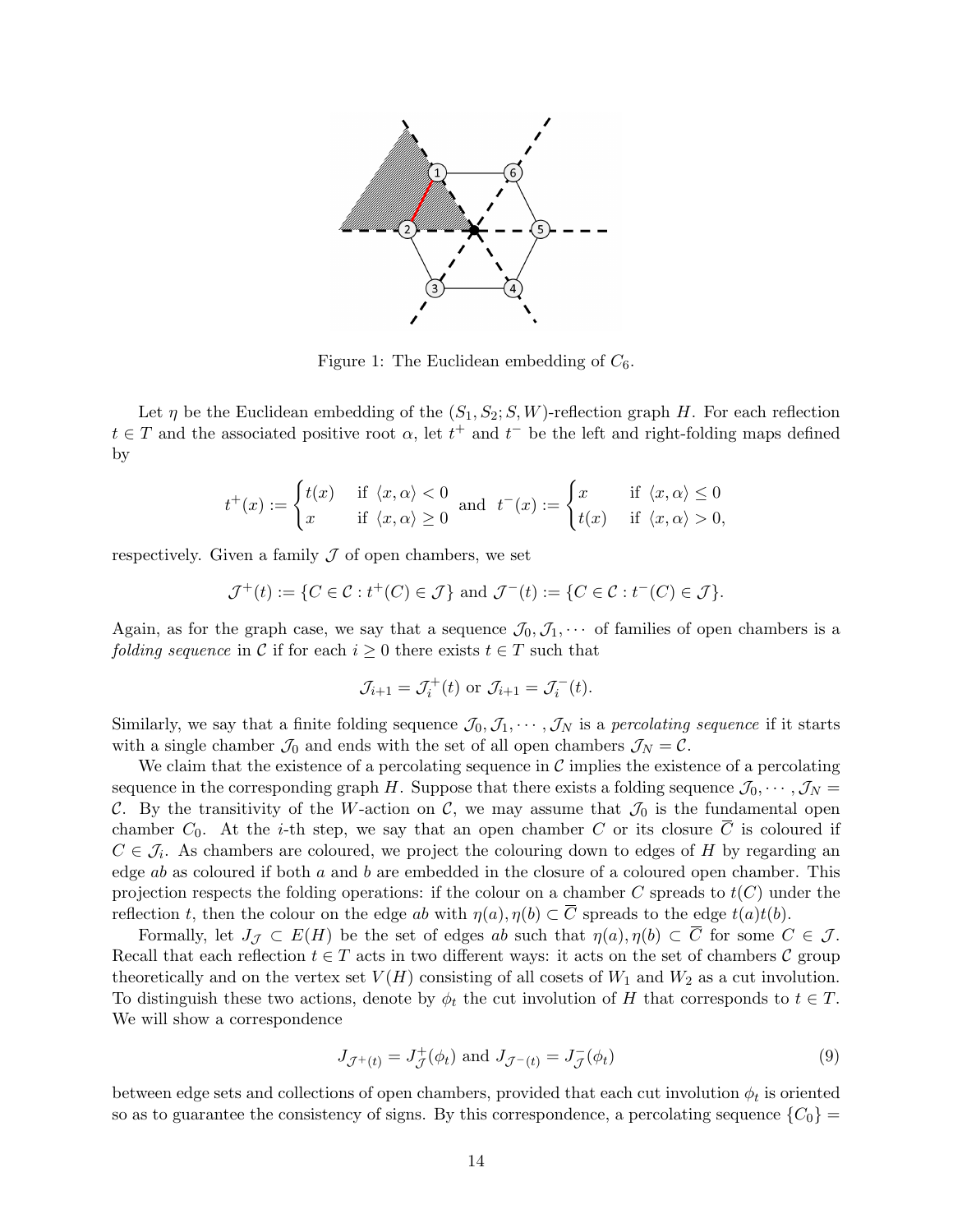Figure 1: The Euclidean embedding of $C_6$.

Let $\eta$ be the Euclidean embedding of the $(S_1, S_2; S, W)$-reflection graph $H$. For each reflection $t \in T$ and the associated positive root $\alpha$, let $t^+$ and $t^-$ be the left and right-folding maps defined by

$$t^+(x) := \begin{cases} t(x) & \text{if } \langle x, \alpha \rangle < 0 \\ x & \text{if } \langle x, \alpha \rangle \geq 0 \end{cases} \text{ and } t^-(x) := \begin{cases} x & \text{if } \langle x, \alpha \rangle \leq 0 \\ t(x) & \text{if } \langle x, \alpha \rangle > 0, \end{cases}$$

respectively. Given a family $\mathcal{J}$ of open chambers, we set

$$\mathcal{J}^+(t) := \{C \in \mathcal{C} : t^+(C) \in \mathcal{J}\} \text{ and } \mathcal{J}^-(t) := \{C \in \mathcal{C} : t^-(C) \in \mathcal{J}\}.$$

Again, as for the graph case, we say that a sequence $\mathcal{J}_0, \mathcal{J}_1, \cdots$ of families of open chambers is a *folding sequence* in $\mathcal{C}$ if for each $i \geq 0$ there exists $t \in T$ such that

$$\mathcal{J}_{i+1} = \mathcal{J}_i^+(t) \text{ or } \mathcal{J}_{i+1} = \mathcal{J}_i^-(t).$$

Similarly, we say that a finite folding sequence $\mathcal{J}_0, \mathcal{J}_1, \cdots, \mathcal{J}_N$ is a *percolating sequence* if it starts with a single chamber $\mathcal{J}_0$ and ends with the set of all open chambers $\mathcal{J}_N = \mathcal{C}$.

We claim that the existence of a percolating sequence in $\mathcal{C}$ implies the existence of a percolating sequence in the corresponding graph $H$. Suppose that there exists a folding sequence $\mathcal{J}_0, \cdots, \mathcal{J}_N = \mathcal{C}$. By the transitivity of the $W$-action on $\mathcal{C}$, we may assume that $\mathcal{J}_0$ is the fundamental open chamber $C_0$. At the $i$-th step, we say that an open chamber $C$ or its closure $\overline{C}$ is coloured if $C \in \mathcal{J}_i$. As chambers are coloured, we project the colouring down to edges of $H$ by regarding an edge $ab$ as coloured if both $a$ and $b$ are embedded in the closure of a coloured open chamber. This projection respects the folding operations: if the colour on a chamber $C$ spreads to $t(C)$ under the reflection $t$, then the colour on the edge $ab$ with $\eta(a), \eta(b) \subset \overline{C}$ spreads to the edge $t(a)t(b)$.

Formally, let $J_{\mathcal{J}} \subset E(H)$ be the set of edges $ab$ such that $\eta(a), \eta(b) \subset \overline{C}$ for some $C \in \mathcal{J}$. Recall that each reflection $t \in T$ acts in two different ways: it acts on the set of chambers $\mathcal{C}$ group theoretically and on the vertex set $V(H)$ consisting of all cosets of $W_1$ and $W_2$ as a cut involution. To distinguish these two actions, denote by $\phi_t$ the cut involution of $H$ that corresponds to $t \in T$. We will show a correspondence

$$J_{\mathcal{J}^+(t)} = J^+_{\mathcal{J}}(\phi_t) \text{ and } J_{\mathcal{J}^-(t)} = J^-_{\mathcal{J}}(\phi_t) \tag{9}$$

between edge sets and collections of open chambers, provided that each cut involution $\phi_t$ is oriented so as to guarantee the consistency of signs. By this correspondence, a percolating sequence $\{C_0\} =$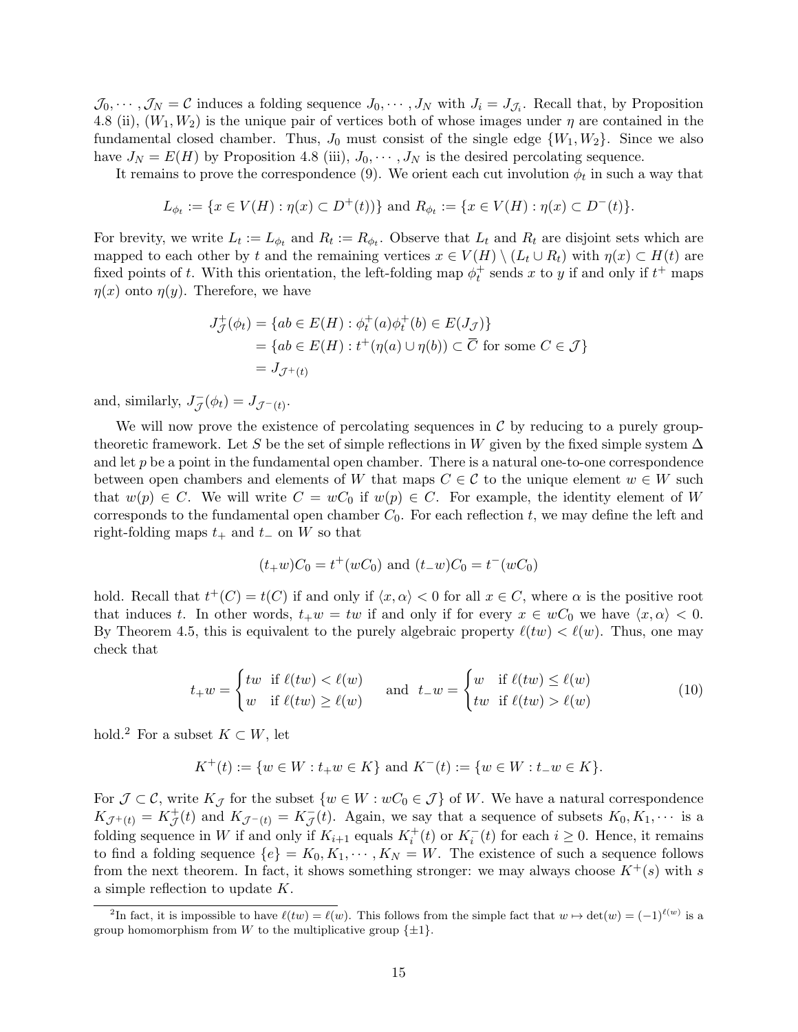$\mathcal{J}_0, \cdots, \mathcal{J}_N = \mathcal{C}$ induces a folding sequence $J_0, \cdots, J_N$ with $J_i = J_{\mathcal{J}_i}$. Recall that, by Proposition 4.8 (ii), $(W_1, W_2)$ is the unique pair of vertices both of whose images under $\eta$ are contained in the fundamental closed chamber. Thus, $J_0$ must consist of the single edge $\{W_1, W_2\}$. Since we also have $J_N = E(H)$ by Proposition 4.8 (iii), $J_0, \cdots, J_N$ is the desired percolating sequence.

It remains to prove the correspondence (9). We orient each cut involution $\phi_t$ in such a way that

$$L_{\phi_t} := \{x \in V(H) : \eta(x) \subset D^+(t)\} \text{ and } R_{\phi_t} := \{x \in V(H) : \eta(x) \subset D^-(t)\}.$$

For brevity, we write $L_t := L_{\phi_t}$ and $R_t := R_{\phi_t}$. Observe that $L_t$ and $R_t$ are disjoint sets which are mapped to each other by $t$ and the remaining vertices $x \in V(H) \setminus (L_t \cup R_t)$ with $\eta(x) \subset H(t)$ are fixed points of $t$. With this orientation, the left-folding map $\phi_t^+$ sends $x$ to $y$ if and only if $t^+$ maps $\eta(x)$ onto $\eta(y)$. Therefore, we have

$$\begin{aligned}
J^+_{\mathcal{J}}(\phi_t) &= \{ab \in E(H) : \phi_t^+(a)\phi_t^+(b) \in E(J_{\mathcal{J}})\} \\
&= \{ab \in E(H) : t^+(\eta(a) \cup \eta(b)) \subset \overline{C} \text{ for some } C \in \mathcal{J}\} \\
&= J_{\mathcal{J}^+(t)}
\end{aligned}$$

and, similarly, $J^-_{\mathcal{J}}(\phi_t) = J_{\mathcal{J}^-(t)}$.

We will now prove the existence of percolating sequences in $\mathcal{C}$ by reducing to a purely group-theoretic framework. Let $S$ be the set of simple reflections in $W$ given by the fixed simple system $\Delta$ and let $p$ be a point in the fundamental open chamber. There is a natural one-to-one correspondence between open chambers and elements of $W$ that maps $C \in \mathcal{C}$ to the unique element $w \in W$ such that $w(p) \in C$. We will write $C = wC_0$ if $w(p) \in C$. For example, the identity element of $W$ corresponds to the fundamental open chamber $C_0$. For each reflection $t$, we may define the left and right-folding maps $t_+$ and $t_-$ on $W$ so that

$$(t_+w)C_0 = t^+(wC_0) \text{ and } (t_-w)C_0 = t^-(wC_0)$$

hold. Recall that $t^+(C) = t(C)$ if and only if $\langle x, \alpha\rangle < 0$ for all $x \in C$, where $\alpha$ is the positive root that induces $t$. In other words, $t_+w = tw$ if and only if for every $x \in wC_0$ we have $\langle x, \alpha\rangle < 0$. By Theorem 4.5, this is equivalent to the purely algebraic property $\ell(tw) < \ell(w)$. Thus, one may check that

$$t_+w = \begin{cases} tw & \text{if } \ell(tw) < \ell(w) \\ w & \text{if } \ell(tw) \geq \ell(w) \end{cases} \quad \text{and} \quad t_-w = \begin{cases} w & \text{if } \ell(tw) \leq \ell(w) \\ tw & \text{if } \ell(tw) > \ell(w) \end{cases} \tag{10}$$

hold.[2] For a subset $K \subset W$, let

$$K^+(t) := \{w \in W : t_+w \in K\} \text{ and } K^-(t) := \{w \in W : t_-w \in K\}.$$

For $\mathcal{J} \subset \mathcal{C}$, write $K_{\mathcal{J}}$ for the subset $\{w \in W : wC_0 \in \mathcal{J}\}$ of $W$. We have a natural correspondence $K_{\mathcal{J}^+(t)} = K^+_{\mathcal{J}}(t)$ and $K_{\mathcal{J}^-(t)} = K^-_{\mathcal{J}}(t)$. Again, we say that a sequence of subsets $K_0, K_1, \cdots$ is a folding sequence in $W$ if and only if $K_{i+1}$ equals $K_i^+(t)$ or $K_i^-(t)$ for each $i \geq 0$. Hence, it remains to find a folding sequence $\{e\} = K_0, K_1, \cdots, K_N = W$. The existence of such a sequence follows from the next theorem. In fact, it shows something stronger: we may always choose $K^+(s)$ with $s$ a simple reflection to update $K$.

[2] In fact, it is impossible to have $\ell(tw) = \ell(w)$. This follows from the simple fact that $w \mapsto \det(w) = (-1)^{\ell(w)}$ is a group homomorphism from $W$ to the multiplicative group $\{\pm 1\}$.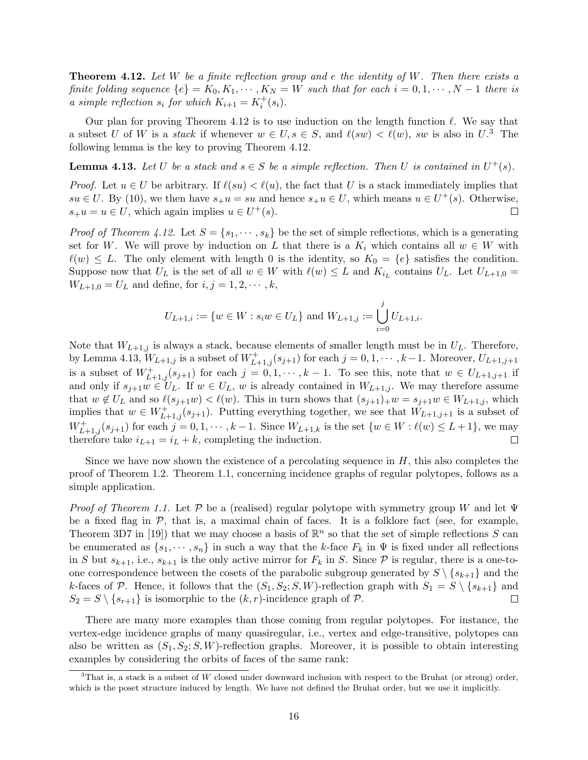**Theorem 4.12.** *Let $W$ be a finite reflection group and $e$ the identity of $W$. Then there exists a finite folding sequence $\{e\} = K_0, K_1, \cdots, K_N = W$ such that for each $i = 0, 1, \cdots, N-1$ there is a simple reflection $s_i$ for which $K_{i+1} = K_i^+(s_i)$.*

Our plan for proving Theorem 4.12 is to use induction on the length function $\ell$. We say that a subset $U$ of $W$ is a *stack* if whenever $w \in U, s \in S$, and $\ell(sw) < \ell(w)$, $sw$ is also in $U$.[3] The following lemma is the key to proving Theorem 4.12.

**Lemma 4.13.** *Let $U$ be a stack and $s \in S$ be a simple reflection. Then $U$ is contained in $U^+(s)$.*

*Proof.* Let $u \in U$ be arbitrary. If $\ell(su) < \ell(u)$, the fact that $U$ is a stack immediately implies that $su \in U$. By (10), we then have $s_+u = su$ and hence $s_+u \in U$, which means $u \in U^+(s)$. Otherwise, $s_+u = u \in U$, which again implies $u \in U^+(s)$. □

*Proof of Theorem 4.12.* Let $S = \{s_1, \cdots, s_k\}$ be the set of simple reflections, which is a generating set for $W$. We will prove by induction on $L$ that there is a $K_i$ which contains all $w \in W$ with $\ell(w) \leq L$. The only element with length 0 is the identity, so $K_0 = \{e\}$ satisfies the condition. Suppose now that $U_L$ is the set of all $w \in W$ with $\ell(w) \leq L$ and $K_{i_L}$ contains $U_L$. Let $U_{L+1,0} = W_{L+1,0} = U_L$ and define, for $i, j = 1, 2, \cdots, k$,

$$U_{L+1,i} := \{w \in W : s_i w \in U_L\} \text{ and } W_{L+1,j} := \bigcup_{i=0}^{j} U_{L+1,i}.$$

Note that $W_{L+1,j}$ is always a stack, because elements of smaller length must be in $U_L$. Therefore, by Lemma 4.13, $W_{L+1,j}$ is a subset of $W^+_{L+1,j}(s_{j+1})$ for each $j = 0, 1, \cdots, k-1$. Moreover, $U_{L+1,j+1}$ is a subset of $W^+_{L+1,j}(s_{j+1})$ for each $j = 0, 1, \cdots, k-1$. To see this, note that $w \in U_{L+1,j+1}$ if and only if $s_{j+1}w \in U_L$. If $w \in U_L$, $w$ is already contained in $W_{L+1,j}$. We may therefore assume that $w \notin U_L$ and so $\ell(s_{j+1}w) < \ell(w)$. This in turn shows that $(s_{j+1})_+ w = s_{j+1}w \in W_{L+1,j}$, which implies that $w \in W^+_{L+1,j}(s_{j+1})$. Putting everything together, we see that $W_{L+1,j+1}$ is a subset of $W^+_{L+1,j}(s_{j+1})$ for each $j = 0, 1, \cdots, k-1$. Since $W_{L+1,k}$ is the set $\{w \in W : \ell(w) \leq L+1\}$, we may therefore take $i_{L+1} = i_L + k$, completing the induction. □

Since we have now shown the existence of a percolating sequence in $H$, this also completes the proof of Theorem 1.2. Theorem 1.1, concerning incidence graphs of regular polytopes, follows as a simple application.

*Proof of Theorem 1.1.* Let $\mathcal{P}$ be a (realised) regular polytope with symmetry group $W$ and let $\Psi$ be a fixed flag in $\mathcal{P}$, that is, a maximal chain of faces. It is a folklore fact (see, for example, Theorem 3D7 in [19]) that we may choose a basis of $\mathbb{R}^n$ so that the set of simple reflections $S$ can be enumerated as $\{s_1, \cdots, s_n\}$ in such a way that the $k$-face $F_k$ in $\Psi$ is fixed under all reflections in $S$ but $s_{k+1}$, i.e., $s_{k+1}$ is the only active mirror for $F_k$ in $S$. Since $\mathcal{P}$ is regular, there is a one-to-one correspondence between the cosets of the parabolic subgroup generated by $S \setminus \{s_{k+1}\}$ and the $k$-faces of $\mathcal{P}$. Hence, it follows that the $(S_1, S_2; S, W)$-reflection graph with $S_1 = S \setminus \{s_{k+1}\}$ and $S_2 = S \setminus \{s_{r+1}\}$ is isomorphic to the $(k, r)$-incidence graph of $\mathcal{P}$. □

There are many more examples than those coming from regular polytopes. For instance, the vertex-edge incidence graphs of many quasiregular, i.e., vertex and edge-transitive, polytopes can also be written as $(S_1, S_2; S, W)$-reflection graphs. Moreover, it is possible to obtain interesting examples by considering the orbits of faces of the same rank:

[3] That is, a stack is a subset of $W$ closed under downward inclusion with respect to the Bruhat (or strong) order, which is the poset structure induced by length. We have not defined the Bruhat order, but we use it implicitly.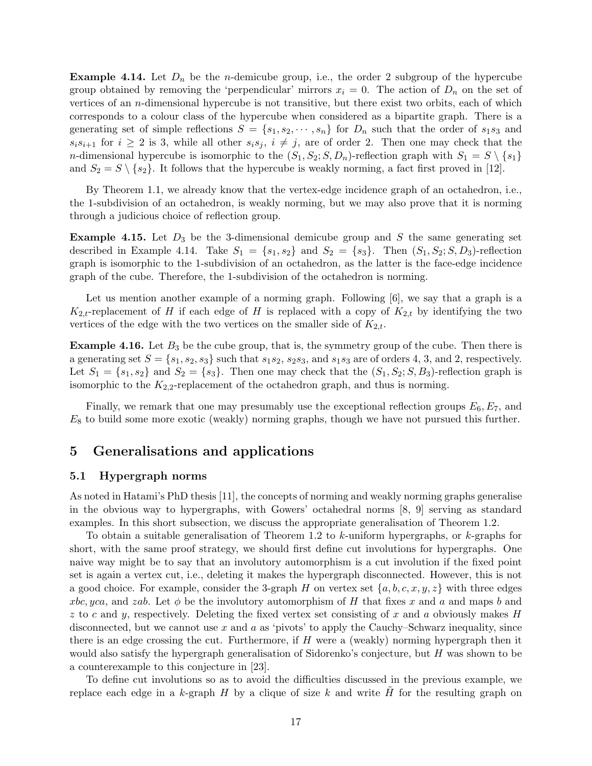**Example 4.14.** Let $D_n$ be the $n$-demicube group, i.e., the order 2 subgroup of the hypercube group obtained by removing the 'perpendicular' mirrors $x_i = 0$. The action of $D_n$ on the set of vertices of an $n$-dimensional hypercube is not transitive, but there exist two orbits, each of which corresponds to a colour class of the hypercube when considered as a bipartite graph. There is a generating set of simple reflections $S = \{s_1, s_2, \cdots, s_n\}$ for $D_n$ such that the order of $s_1 s_3$ and $s_i s_{i+1}$ for $i \geq 2$ is 3, while all other $s_i s_j$, $i \neq j$, are of order 2. Then one may check that the $n$-dimensional hypercube is isomorphic to the $(S_1, S_2; S, D_n)$-reflection graph with $S_1 = S \setminus \{s_1\}$ and $S_2 = S \setminus \{s_2\}$. It follows that the hypercube is weakly norming, a fact first proved in [12].

By Theorem 1.1, we already know that the vertex-edge incidence graph of an octahedron, i.e., the 1-subdivision of an octahedron, is weakly norming, but we may also prove that it is norming through a judicious choice of reflection group.

**Example 4.15.** Let $D_3$ be the 3-dimensional demicube group and $S$ the same generating set described in Example 4.14. Take $S_1 = \{s_1, s_2\}$ and $S_2 = \{s_3\}$. Then $(S_1, S_2; S, D_3)$-reflection graph is isomorphic to the 1-subdivision of an octahedron, as the latter is the face-edge incidence graph of the cube. Therefore, the 1-subdivision of the octahedron is norming.

Let us mention another example of a norming graph. Following [6], we say that a graph is a $K_{2,t}$-replacement of $H$ if each edge of $H$ is replaced with a copy of $K_{2,t}$ by identifying the two vertices of the edge with the two vertices on the smaller side of $K_{2,t}$.

**Example 4.16.** Let $B_3$ be the cube group, that is, the symmetry group of the cube. Then there is a generating set $S = \{s_1, s_2, s_3\}$ such that $s_1 s_2$, $s_2 s_3$, and $s_1 s_3$ are of orders 4, 3, and 2, respectively. Let $S_1 = \{s_1, s_2\}$ and $S_2 = \{s_3\}$. Then one may check that the $(S_1, S_2; S, B_3)$-reflection graph is isomorphic to the $K_{2,2}$-replacement of the octahedron graph, and thus is norming.

Finally, we remark that one may presumably use the exceptional reflection groups $E_6$, $E_7$, and $E_8$ to build some more exotic (weakly) norming graphs, though we have not pursued this further.

# 5 Generalisations and applications

## 5.1 Hypergraph norms

As noted in Hatami's PhD thesis [11], the concepts of norming and weakly norming graphs generalise in the obvious way to hypergraphs, with Gowers' octahedral norms [8, 9] serving as standard examples. In this short subsection, we discuss the appropriate generalisation of Theorem 1.2.

To obtain a suitable generalisation of Theorem 1.2 to $k$-uniform hypergraphs, or $k$-graphs for short, with the same proof strategy, we should first define cut involutions for hypergraphs. One naive way might be to say that an involutory automorphism is a cut involution if the fixed point set is again a vertex cut, i.e., deleting it makes the hypergraph disconnected. However, this is not a good choice. For example, consider the 3-graph $H$ on vertex set $\{a, b, c, x, y, z\}$ with three edges $xbc$, $yca$, and $zab$. Let $\phi$ be the involutory automorphism of $H$ that fixes $x$ and $a$ and maps $b$ and $z$ to $c$ and $y$, respectively. Deleting the fixed vertex set consisting of $x$ and $a$ obviously makes $H$ disconnected, but we cannot use $x$ and $a$ as 'pivots' to apply the Cauchy–Schwarz inequality, since there is an edge crossing the cut. Furthermore, if $H$ were a (weakly) norming hypergraph then it would also satisfy the hypergraph generalisation of Sidorenko's conjecture, but $H$ was shown to be a counterexample to this conjecture in [23].

To define cut involutions so as to avoid the difficulties discussed in the previous example, we replace each edge in a $k$-graph $H$ by a clique of size $k$ and write $\tilde{H}$ for the resulting graph on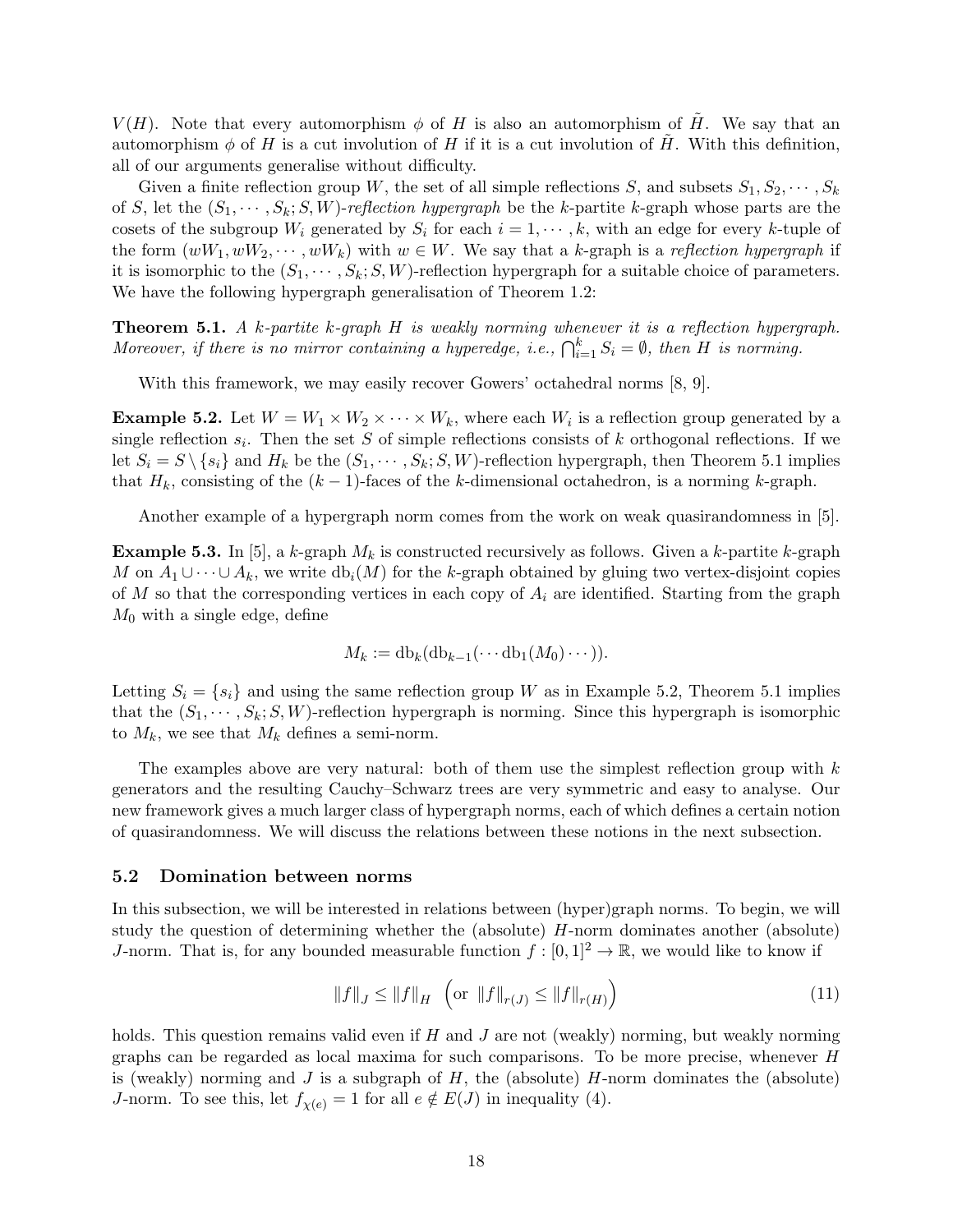$V(H)$. Note that every automorphism $\phi$ of $H$ is also an automorphism of $\tilde{H}$. We say that an automorphism $\phi$ of $H$ is a cut involution of $H$ if it is a cut involution of $\tilde{H}$. With this definition, all of our arguments generalise without difficulty.

Given a finite reflection group $W$, the set of all simple reflections $S$, and subsets $S_1, S_2, \cdots, S_k$ of $S$, let the $(S_1, \cdots, S_k; S, W)$-*reflection hypergraph* be the $k$-partite $k$-graph whose parts are the cosets of the subgroup $W_i$ generated by $S_i$ for each $i = 1, \cdots, k$, with an edge for every $k$-tuple of the form $(wW_1, wW_2, \cdots, wW_k)$ with $w \in W$. We say that a $k$-graph is a *reflection hypergraph* if it is isomorphic to the $(S_1, \cdots, S_k; S, W)$-reflection hypergraph for a suitable choice of parameters. We have the following hypergraph generalisation of Theorem 1.2:

**Theorem 5.1.** *A $k$-partite $k$-graph $H$ is weakly norming whenever it is a reflection hypergraph. Moreover, if there is no mirror containing a hyperedge, i.e., $\bigcap_{i=1}^{k} S_i = \emptyset$, then $H$ is norming.*

With this framework, we may easily recover Gowers' octahedral norms [8, 9].

**Example 5.2.** Let $W = W_1 \times W_2 \times \cdots \times W_k$, where each $W_i$ is a reflection group generated by a single reflection $s_i$. Then the set $S$ of simple reflections consists of $k$ orthogonal reflections. If we let $S_i = S \setminus \{s_i\}$ and $H_k$ be the $(S_1, \cdots, S_k; S, W)$-reflection hypergraph, then Theorem 5.1 implies that $H_k$, consisting of the $(k-1)$-faces of the $k$-dimensional octahedron, is a norming $k$-graph.

Another example of a hypergraph norm comes from the work on weak quasirandomness in [5].

**Example 5.3.** In [5], a $k$-graph $M_k$ is constructed recursively as follows. Given a $k$-partite $k$-graph $M$ on $A_1 \cup \cdots \cup A_k$, we write $\mathrm{db}_i(M)$ for the $k$-graph obtained by gluing two vertex-disjoint copies of $M$ so that the corresponding vertices in each copy of $A_i$ are identified. Starting from the graph $M_0$ with a single edge, define

$$M_k := \mathrm{db}_k(\mathrm{db}_{k-1}(\cdots \mathrm{db}_1(M_0) \cdots)).$$

Letting $S_i = \{s_i\}$ and using the same reflection group $W$ as in Example 5.2, Theorem 5.1 implies that the $(S_1, \cdots, S_k; S, W)$-reflection hypergraph is norming. Since this hypergraph is isomorphic to $M_k$, we see that $M_k$ defines a semi-norm.

The examples above are very natural: both of them use the simplest reflection group with $k$ generators and the resulting Cauchy–Schwarz trees are very symmetric and easy to analyse. Our new framework gives a much larger class of hypergraph norms, each of which defines a certain notion of quasirandomness. We will discuss the relations between these notions in the next subsection.

## 5.2 Domination between norms

In this subsection, we will be interested in relations between (hyper)graph norms. To begin, we will study the question of determining whether the (absolute) $H$-norm dominates another (absolute) $J$-norm. That is, for any bounded measurable function $f : [0,1]^2 \to \mathbb{R}$, we would like to know if

$$\|f\|_J \leq \|f\|_H \quad \left(\text{or } \|f\|_{r(J)} \leq \|f\|_{r(H)}\right) \tag{11}$$

holds. This question remains valid even if $H$ and $J$ are not (weakly) norming, but weakly norming graphs can be regarded as local maxima for such comparisons. To be more precise, whenever $H$ is (weakly) norming and $J$ is a subgraph of $H$, the (absolute) $H$-norm dominates the (absolute) $J$-norm. To see this, let $f_{\chi(e)} = 1$ for all $e \notin E(J)$ in inequality (4).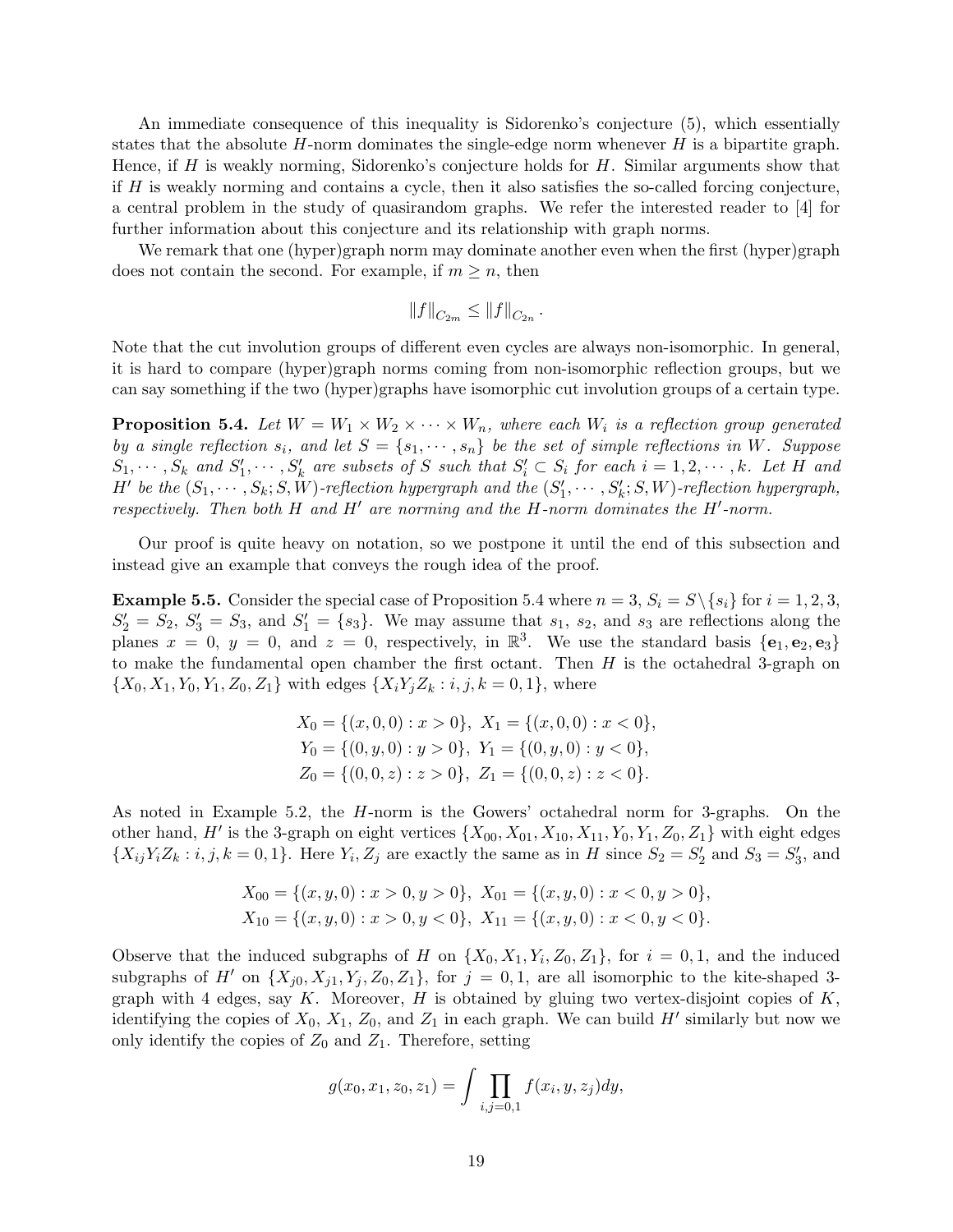An immediate consequence of this inequality is Sidorenko's conjecture (5), which essentially states that the absolute $H$-norm dominates the single-edge norm whenever $H$ is a bipartite graph. Hence, if $H$ is weakly norming, Sidorenko's conjecture holds for $H$. Similar arguments show that if $H$ is weakly norming and contains a cycle, then it also satisfies the so-called forcing conjecture, a central problem in the study of quasirandom graphs. We refer the interested reader to [4] for further information about this conjecture and its relationship with graph norms.

We remark that one (hyper)graph norm may dominate another even when the first (hyper)graph does not contain the second. For example, if $m \geq n$, then

$$\|f\|_{C_{2m}} \leq \|f\|_{C_{2n}}.$$

Note that the cut involution groups of different even cycles are always non-isomorphic. In general, it is hard to compare (hyper)graph norms coming from non-isomorphic reflection groups, but we can say something if the two (hyper)graphs have isomorphic cut involution groups of a certain type.

**Proposition 5.4.** *Let $W = W_1 \times W_2 \times \cdots \times W_n$, where each $W_i$ is a reflection group generated by a single reflection $s_i$, and let $S = \{s_1, \cdots, s_n\}$ be the set of simple reflections in $W$. Suppose $S_1, \cdots, S_k$ and $S'_1, \cdots, S'_k$ are subsets of $S$ such that $S'_i \subset S_i$ for each $i = 1, 2, \cdots, k$. Let $H$ and $H'$ be the $(S_1, \cdots, S_k; S, W)$-reflection hypergraph and the $(S'_1, \cdots, S'_k; S, W)$-reflection hypergraph, respectively. Then both $H$ and $H'$ are norming and the $H$-norm dominates the $H'$-norm.*

Our proof is quite heavy on notation, so we postpone it until the end of this subsection and instead give an example that conveys the rough idea of the proof.

**Example 5.5.** Consider the special case of Proposition 5.4 where $n = 3$, $S_i = S \setminus \{s_i\}$ for $i = 1, 2, 3$, $S'_2 = S_2$, $S'_3 = S_3$, and $S'_1 = \{s_3\}$. We may assume that $s_1$, $s_2$, and $s_3$ are reflections along the planes $x = 0$, $y = 0$, and $z = 0$, respectively, in $\mathbb{R}^3$. We use the standard basis $\{\mathbf{e}_1, \mathbf{e}_2, \mathbf{e}_3\}$ to make the fundamental open chamber the first octant. Then $H$ is the octahedral 3-graph on $\{X_0, X_1, Y_0, Y_1, Z_0, Z_1\}$ with edges $\{X_i Y_j Z_k : i, j, k = 0, 1\}$, where

$$X_0 = \{(x, 0, 0) : x > 0\},\ X_1 = \{(x, 0, 0) : x < 0\},$$
$$Y_0 = \{(0, y, 0) : y > 0\},\ Y_1 = \{(0, y, 0) : y < 0\},$$
$$Z_0 = \{(0, 0, z) : z > 0\},\ Z_1 = \{(0, 0, z) : z < 0\}.$$

As noted in Example 5.2, the $H$-norm is the Gowers' octahedral norm for 3-graphs. On the other hand, $H'$ is the 3-graph on eight vertices $\{X_{00}, X_{01}, X_{10}, X_{11}, Y_0, Y_1, Z_0, Z_1\}$ with eight edges $\{X_{ij} Y_i Z_k : i, j, k = 0, 1\}$. Here $Y_i, Z_j$ are exactly the same as in $H$ since $S_2 = S'_2$ and $S_3 = S'_3$, and

$$X_{00} = \{(x, y, 0) : x > 0, y > 0\},\ X_{01} = \{(x, y, 0) : x < 0, y > 0\},$$
$$X_{10} = \{(x, y, 0) : x > 0, y < 0\},\ X_{11} = \{(x, y, 0) : x < 0, y < 0\}.$$

Observe that the induced subgraphs of $H$ on $\{X_0, X_1, Y_i, Z_0, Z_1\}$, for $i = 0, 1$, and the induced subgraphs of $H'$ on $\{X_{j0}, X_{j1}, Y_j, Z_0, Z_1\}$, for $j = 0, 1$, are all isomorphic to the kite-shaped 3-graph with 4 edges, say $K$. Moreover, $H$ is obtained by gluing two vertex-disjoint copies of $K$, identifying the copies of $X_0$, $X_1$, $Z_0$, and $Z_1$ in each graph. We can build $H'$ similarly but now we only identify the copies of $Z_0$ and $Z_1$. Therefore, setting

$$g(x_0, x_1, z_0, z_1) = \int \prod_{i,j=0,1} f(x_i, y, z_j) dy,$$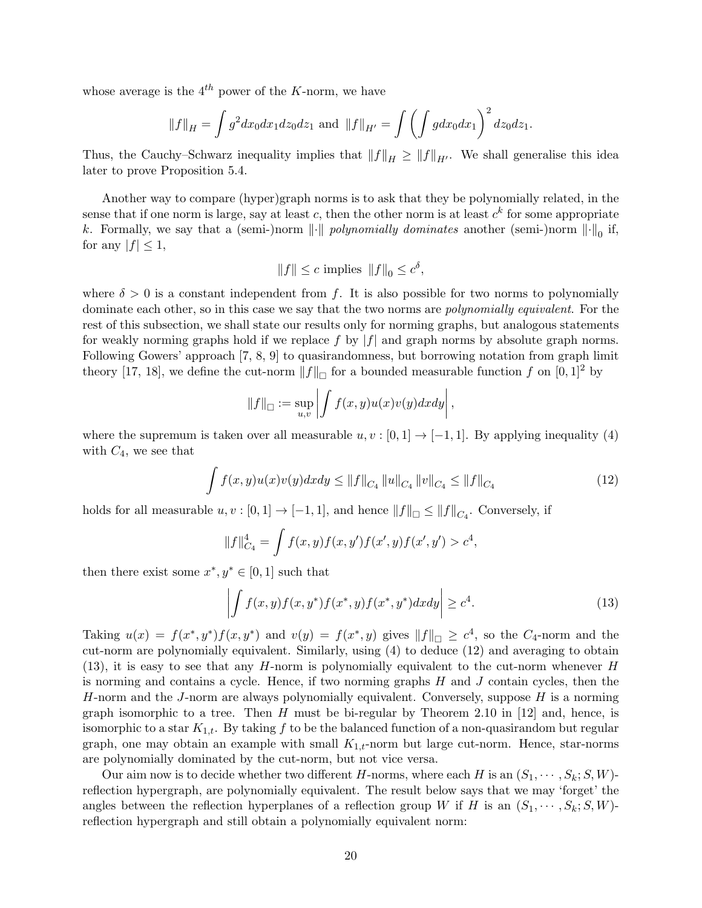whose average is the $4^{th}$ power of the $K$-norm, we have

$$\|f\|_H = \int g^2 dx_0 dx_1 dz_0 dz_1 \text{ and } \|f\|_{H'} = \int \left( \int g dx_0 dx_1 \right)^2 dz_0 dz_1.$$

Thus, the Cauchy–Schwarz inequality implies that $\|f\|_H \geq \|f\|_{H'}$. We shall generalise this idea later to prove Proposition 5.4.

Another way to compare (hyper)graph norms is to ask that they be polynomially related, in the sense that if one norm is large, say at least $c$, then the other norm is at least $c^k$ for some appropriate $k$. Formally, we say that a (semi-)norm $\|\cdot\|$ *polynomially dominates* another (semi-)norm $\|\cdot\|_0$ if, for any $|f| \leq 1$,

$$\|f\| \leq c \text{ implies } \|f\|_0 \leq c^\delta,$$

where $\delta > 0$ is a constant independent from $f$. It is also possible for two norms to polynomially dominate each other, so in this case we say that the two norms are *polynomially equivalent*. For the rest of this subsection, we shall state our results only for norming graphs, but analogous statements for weakly norming graphs hold if we replace $f$ by $|f|$ and graph norms by absolute graph norms. Following Gowers' approach [7, 8, 9] to quasirandomness, but borrowing notation from graph limit theory [17, 18], we define the cut-norm $\|f\|_\square$ for a bounded measurable function $f$ on $[0,1]^2$ by

$$\|f\|_\square := \sup_{u,v} \left| \int f(x,y)u(x)v(y)dxdy \right|,$$

where the supremum is taken over all measurable $u, v : [0,1] \to [-1,1]$. By applying inequality (4) with $C_4$, we see that

$$\int f(x,y)u(x)v(y)dxdy \leq \|f\|_{C_4} \|u\|_{C_4} \|v\|_{C_4} \leq \|f\|_{C_4} \tag{12}$$

holds for all measurable $u, v : [0,1] \to [-1,1]$, and hence $\|f\|_\square \leq \|f\|_{C_4}$. Conversely, if

$$\|f\|_{C_4}^4 = \int f(x,y)f(x,y')f(x',y)f(x',y') > c^4,$$

then there exist some $x^*, y^* \in [0,1]$ such that

$$\left| \int f(x,y)f(x,y^*)f(x^*,y)f(x^*,y^*)dxdy \right| \geq c^4. \tag{13}$$

Taking $u(x) = f(x^*,y^*)f(x,y^*)$ and $v(y) = f(x^*,y)$ gives $\|f\|_\square \geq c^4$, so the $C_4$-norm and the cut-norm are polynomially equivalent. Similarly, using (4) to deduce (12) and averaging to obtain (13), it is easy to see that any $H$-norm is polynomially equivalent to the cut-norm whenever $H$ is norming and contains a cycle. Hence, if two norming graphs $H$ and $J$ contain cycles, then the $H$-norm and the $J$-norm are always polynomially equivalent. Conversely, suppose $H$ is a norming graph isomorphic to a tree. Then $H$ must be bi-regular by Theorem 2.10 in [12] and, hence, is isomorphic to a star $K_{1,t}$. By taking $f$ to be the balanced function of a non-quasirandom but regular graph, one may obtain an example with small $K_{1,t}$-norm but large cut-norm. Hence, star-norms are polynomially dominated by the cut-norm, but not vice versa.

Our aim now is to decide whether two different $H$-norms, where each $H$ is an $(S_1, \cdots, S_k; S, W)$-reflection hypergraph, are polynomially equivalent. The result below says that we may 'forget' the angles between the reflection hyperplanes of a reflection group $W$ if $H$ is an $(S_1, \cdots, S_k; S, W)$-reflection hypergraph and still obtain a polynomially equivalent norm: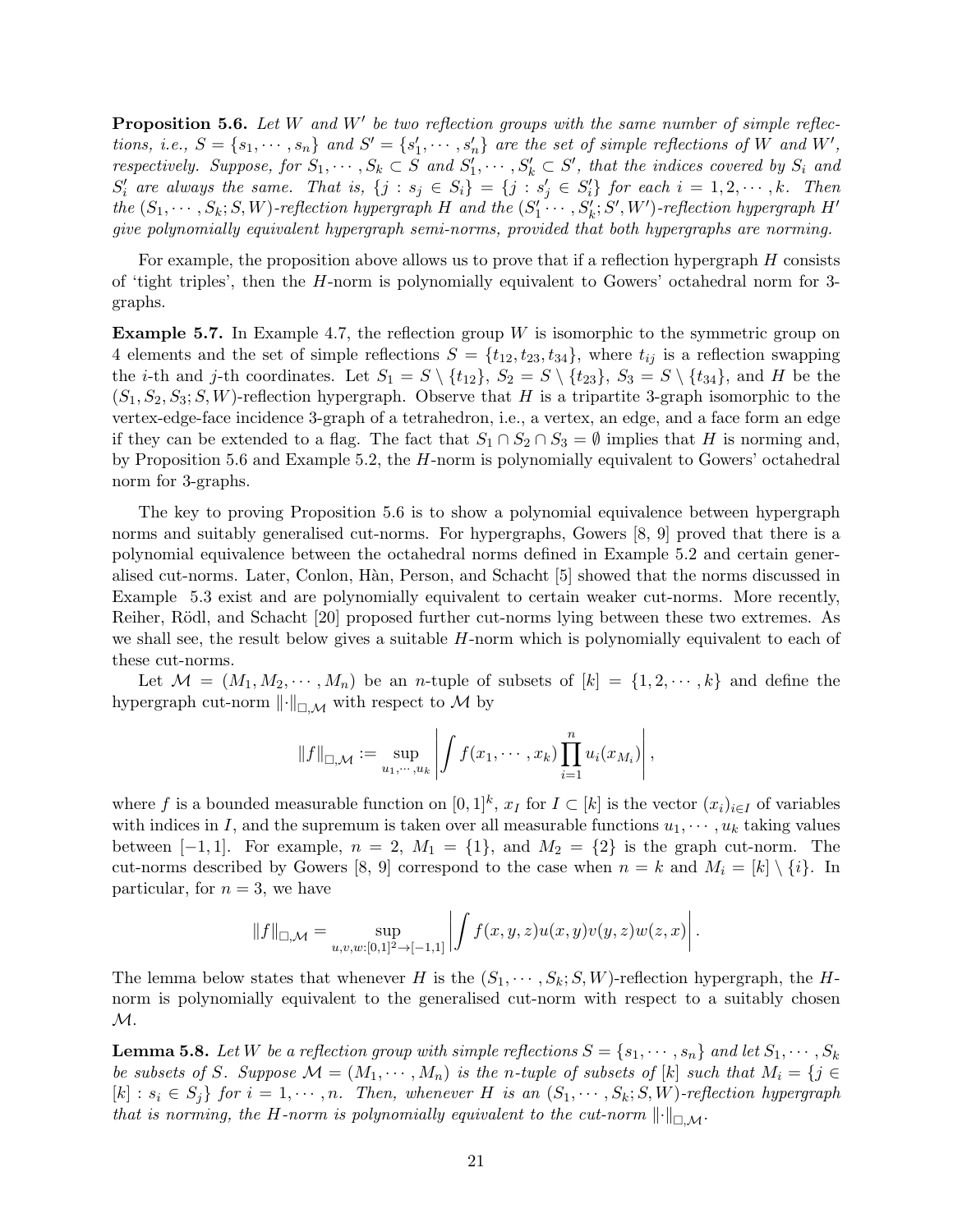**Proposition 5.6.** *Let $W$ and $W'$ be two reflection groups with the same number of simple reflections, i.e., $S = \{s_1, \cdots, s_n\}$ and $S' = \{s'_1, \cdots, s'_n\}$ are the set of simple reflections of $W$ and $W'$, respectively. Suppose, for $S_1, \cdots, S_k \subset S$ and $S'_1, \cdots, S'_k \subset S'$, that the indices covered by $S_i$ and $S'_i$ are always the same. That is, $\{j : s_j \in S_i\} = \{j : s'_j \in S'_i\}$ for each $i = 1, 2, \cdots, k$. Then the $(S_1, \cdots, S_k; S, W)$-reflection hypergraph $H$ and the $(S'_1 \cdots, S'_k; S', W')$-reflection hypergraph $H'$ give polynomially equivalent hypergraph semi-norms, provided that both hypergraphs are norming.*

For example, the proposition above allows us to prove that if a reflection hypergraph $H$ consists of 'tight triples', then the $H$-norm is polynomially equivalent to Gowers' octahedral norm for 3-graphs.

**Example 5.7.** In Example 4.7, the reflection group $W$ is isomorphic to the symmetric group on 4 elements and the set of simple reflections $S = \{t_{12}, t_{23}, t_{34}\}$, where $t_{ij}$ is a reflection swapping the $i$-th and $j$-th coordinates. Let $S_1 = S \setminus \{t_{12}\}$, $S_2 = S \setminus \{t_{23}\}$, $S_3 = S \setminus \{t_{34}\}$, and $H$ be the $(S_1, S_2, S_3; S, W)$-reflection hypergraph. Observe that $H$ is a tripartite 3-graph isomorphic to the vertex-edge-face incidence 3-graph of a tetrahedron, i.e., a vertex, an edge, and a face form an edge if they can be extended to a flag. The fact that $S_1 \cap S_2 \cap S_3 = \emptyset$ implies that $H$ is norming and, by Proposition 5.6 and Example 5.2, the $H$-norm is polynomially equivalent to Gowers' octahedral norm for 3-graphs.

The key to proving Proposition 5.6 is to show a polynomial equivalence between hypergraph norms and suitably generalised cut-norms. For hypergraphs, Gowers [8, 9] proved that there is a polynomial equivalence between the octahedral norms defined in Example 5.2 and certain generalised cut-norms. Later, Conlon, Hàn, Person, and Schacht [5] showed that the norms discussed in Example 5.3 exist and are polynomially equivalent to certain weaker cut-norms. More recently, Reiher, Rödl, and Schacht [20] proposed further cut-norms lying between these two extremes. As we shall see, the result below gives a suitable $H$-norm which is polynomially equivalent to each of these cut-norms.

Let $\mathcal{M} = (M_1, M_2, \cdots, M_n)$ be an $n$-tuple of subsets of $[k] = \{1, 2, \cdots, k\}$ and define the hypergraph cut-norm $\|\cdot\|_{\square,\mathcal{M}}$ with respect to $\mathcal{M}$ by

$$\|f\|_{\square,\mathcal{M}} := \sup_{u_1,\cdots,u_k} \left| \int f(x_1, \cdots, x_k) \prod_{i=1}^{n} u_i(x_{M_i}) \right|,$$

where $f$ is a bounded measurable function on $[0,1]^k$, $x_I$ for $I \subset [k]$ is the vector $(x_i)_{i \in I}$ of variables with indices in $I$, and the supremum is taken over all measurable functions $u_1, \cdots, u_k$ taking values between $[-1, 1]$. For example, $n = 2$, $M_1 = \{1\}$, and $M_2 = \{2\}$ is the graph cut-norm. The cut-norms described by Gowers [8, 9] correspond to the case when $n = k$ and $M_i = [k] \setminus \{i\}$. In particular, for $n = 3$, we have

$$\|f\|_{\square,\mathcal{M}} = \sup_{u,v,w:[0,1]^2 \to [-1,1]} \left| \int f(x, y, z) u(x, y) v(y, z) w(z, x) \right|.$$

The lemma below states that whenever $H$ is the $(S_1, \cdots, S_k; S, W)$-reflection hypergraph, the $H$-norm is polynomially equivalent to the generalised cut-norm with respect to a suitably chosen $\mathcal{M}$.

**Lemma 5.8.** *Let $W$ be a reflection group with simple reflections $S = \{s_1, \cdots, s_n\}$ and let $S_1, \cdots, S_k$ be subsets of $S$. Suppose $\mathcal{M} = (M_1, \cdots, M_n)$ is the $n$-tuple of subsets of $[k]$ such that $M_i = \{j \in [k] : s_i \in S_j\}$ for $i = 1, \cdots, n$. Then, whenever $H$ is an $(S_1, \cdots, S_k; S, W)$-reflection hypergraph that is norming, the $H$-norm is polynomially equivalent to the cut-norm $\|\cdot\|_{\square,\mathcal{M}}$.*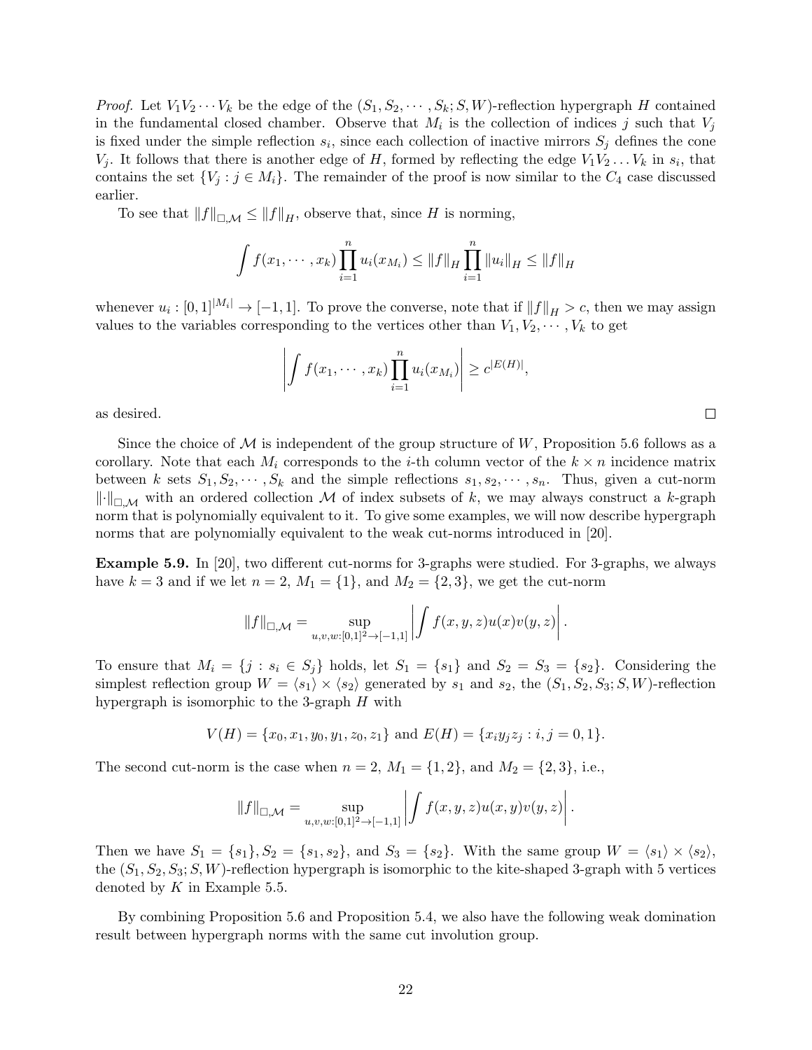*Proof.* Let $V_1V_2\cdots V_k$ be the edge of the $(S_1, S_2, \cdots, S_k; S, W)$-reflection hypergraph $H$ contained in the fundamental closed chamber. Observe that $M_i$ is the collection of indices $j$ such that $V_j$ is fixed under the simple reflection $s_i$, since each collection of inactive mirrors $S_j$ defines the cone $V_j$. It follows that there is another edge of $H$, formed by reflecting the edge $V_1V_2\ldots V_k$ in $s_i$, that contains the set $\{V_j : j \in M_i\}$. The remainder of the proof is now similar to the $C_4$ case discussed earlier.

To see that $\|f\|_{\square,\mathcal{M}} \le \|f\|_H$, observe that, since $H$ is norming,

$$\int f(x_1, \cdots, x_k) \prod_{i=1}^{n} u_i(x_{M_i}) \le \|f\|_H \prod_{i=1}^{n} \|u_i\|_H \le \|f\|_H$$

whenever $u_i : [0,1]^{|M_i|} \to [-1,1]$. To prove the converse, note that if $\|f\|_H > c$, then we may assign values to the variables corresponding to the vertices other than $V_1, V_2, \cdots, V_k$ to get

$$\left| \int f(x_1, \cdots, x_k) \prod_{i=1}^{n} u_i(x_{M_i}) \right| \ge c^{|E(H)|},$$

as desired. $\square$

Since the choice of $\mathcal{M}$ is independent of the group structure of $W$, Proposition 5.6 follows as a corollary. Note that each $M_i$ corresponds to the $i$-th column vector of the $k \times n$ incidence matrix between $k$ sets $S_1, S_2, \cdots, S_k$ and the simple reflections $s_1, s_2, \cdots, s_n$. Thus, given a cut-norm $\|\cdot\|_{\square,\mathcal{M}}$ with an ordered collection $\mathcal{M}$ of index subsets of $k$, we may always construct a $k$-graph norm that is polynomially equivalent to it. To give some examples, we will now describe hypergraph norms that are polynomially equivalent to the weak cut-norms introduced in [20].

**Example 5.9.** In [20], two different cut-norms for 3-graphs were studied. For 3-graphs, we always have $k = 3$ and if we let $n = 2$, $M_1 = \{1\}$, and $M_2 = \{2, 3\}$, we get the cut-norm

$$\|f\|_{\square,\mathcal{M}} = \sup_{u,v,w:[0,1]^2\to[-1,1]} \left| \int f(x, y, z)u(x)v(y, z) \right|.$$

To ensure that $M_i = \{j : s_i \in S_j\}$ holds, let $S_1 = \{s_1\}$ and $S_2 = S_3 = \{s_2\}$. Considering the simplest reflection group $W = \langle s_1 \rangle \times \langle s_2 \rangle$ generated by $s_1$ and $s_2$, the $(S_1, S_2, S_3; S, W)$-reflection hypergraph is isomorphic to the 3-graph $H$ with

$$V(H) = \{x_0, x_1, y_0, y_1, z_0, z_1\} \text{ and } E(H) = \{x_i y_j z_j : i, j = 0, 1\}.$$

The second cut-norm is the case when $n = 2$, $M_1 = \{1, 2\}$, and $M_2 = \{2, 3\}$, i.e.,

$$\|f\|_{\square,\mathcal{M}} = \sup_{u,v,w:[0,1]^2\to[-1,1]} \left| \int f(x, y, z)u(x, y)v(y, z) \right|.$$

Then we have $S_1 = \{s_1\}, S_2 = \{s_1, s_2\}$, and $S_3 = \{s_2\}$. With the same group $W = \langle s_1 \rangle \times \langle s_2 \rangle$, the $(S_1, S_2, S_3; S, W)$-reflection hypergraph is isomorphic to the kite-shaped 3-graph with 5 vertices denoted by $K$ in Example 5.5.

By combining Proposition 5.6 and Proposition 5.4, we also have the following weak domination result between hypergraph norms with the same cut involution group.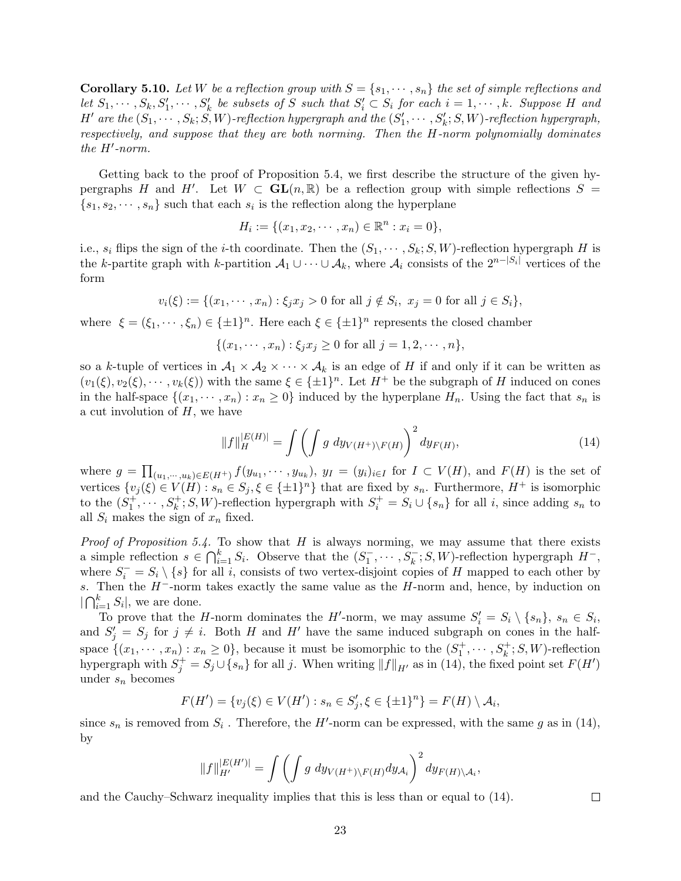**Corollary 5.10.** *Let $W$ be a reflection group with $S = \{s_1, \cdots, s_n\}$ the set of simple reflections and let $S_1, \cdots, S_k, S'_1, \cdots, S'_k$ be subsets of $S$ such that $S'_i \subset S_i$ for each $i = 1, \cdots, k$. Suppose $H$ and $H'$ are the $(S_1, \cdots, S_k; S, W)$-reflection hypergraph and the $(S'_1, \cdots, S'_k; S, W)$-reflection hypergraph, respectively, and suppose that they are both norming. Then the $H$-norm polynomially dominates the $H'$-norm.*

Getting back to the proof of Proposition 5.4, we first describe the structure of the given hypergraphs $H$ and $H'$. Let $W \subset \mathbf{GL}(n, \mathbb{R})$ be a reflection group with simple reflections $S = \{s_1, s_2, \cdots, s_n\}$ such that each $s_i$ is the reflection along the hyperplane

$$H_i := \{(x_1, x_2, \cdots, x_n) \in \mathbb{R}^n : x_i = 0\},$$

i.e., $s_i$ flips the sign of the $i$-th coordinate. Then the $(S_1, \cdots, S_k; S, W)$-reflection hypergraph $H$ is the $k$-partite graph with $k$-partition $\mathcal{A}_1 \cup \cdots \cup \mathcal{A}_k$, where $\mathcal{A}_i$ consists of the $2^{n-|S_i|}$ vertices of the form

$$v_i(\xi) := \{(x_1, \cdots, x_n) : \xi_j x_j > 0 \text{ for all } j \notin S_i,\ x_j = 0 \text{ for all } j \in S_i\},$$

where $\xi = (\xi_1, \cdots, \xi_n) \in \{\pm 1\}^n$. Here each $\xi \in \{\pm 1\}^n$ represents the closed chamber

$$\{(x_1, \cdots, x_n) : \xi_j x_j \geq 0 \text{ for all } j = 1, 2, \cdots, n\},$$

so a $k$-tuple of vertices in $\mathcal{A}_1 \times \mathcal{A}_2 \times \cdots \times \mathcal{A}_k$ is an edge of $H$ if and only if it can be written as $(v_1(\xi), v_2(\xi), \cdots, v_k(\xi))$ with the same $\xi \in \{\pm 1\}^n$. Let $H^+$ be the subgraph of $H$ induced on cones in the half-space $\{(x_1, \cdots, x_n) : x_n \geq 0\}$ induced by the hyperplane $H_n$. Using the fact that $s_n$ is a cut involution of $H$, we have

$$\|f\|_H^{|E(H)|} = \int \left( \int g \ dy_{V(H^+) \setminus F(H)} \right)^2 dy_{F(H)}, \tag{14}$$

where $g = \prod_{(u_1, \cdots, u_k) \in E(H^+)} f(y_{u_1}, \cdots, y_{u_k})$, $y_I = (y_i)_{i \in I}$ for $I \subset V(H)$, and $F(H)$ is the set of vertices $\{v_j(\xi) \in V(H) : s_n \in S_j, \xi \in \{\pm 1\}^n\}$ that are fixed by $s_n$. Furthermore, $H^+$ is isomorphic to the $(S_1^+, \cdots, S_k^+; S, W)$-reflection hypergraph with $S_i^+ = S_i \cup \{s_n\}$ for all $i$, since adding $s_n$ to all $S_i$ makes the sign of $x_n$ fixed.

*Proof of Proposition 5.4.* To show that $H$ is always norming, we may assume that there exists a simple reflection $s \in \bigcap_{i=1}^k S_i$. Observe that the $(S_1^-, \cdots, S_k^-; S, W)$-reflection hypergraph $H^-$, where $S_i^- = S_i \setminus \{s\}$ for all $i$, consists of two vertex-disjoint copies of $H$ mapped to each other by $s$. Then the $H^-$-norm takes exactly the same value as the $H$-norm and, hence, by induction on $|\bigcap_{i=1}^k S_i|$, we are done.

To prove that the $H$-norm dominates the $H'$-norm, we may assume $S'_i = S_i \setminus \{s_n\}$, $s_n \in S_i$, and $S'_j = S_j$ for $j \neq i$. Both $H$ and $H'$ have the same induced subgraph on cones in the half-space $\{(x_1, \cdots, x_n) : x_n \geq 0\}$, because it must be isomorphic to the $(S_1^+, \cdots, S_k^+; S, W)$-reflection hypergraph with $S_j^+ = S_j \cup \{s_n\}$ for all $j$. When writing $\|f\|_{H'}$ as in (14), the fixed point set $F(H')$ under $s_n$ becomes

$$F(H') = \{v_j(\xi) \in V(H') : s_n \in S'_j, \xi \in \{\pm 1\}^n\} = F(H) \setminus \mathcal{A}_i,$$

since $s_n$ is removed from $S_i$ . Therefore, the $H'$-norm can be expressed, with the same $g$ as in (14), by

$$\|f\|_{H'}^{|E(H')|} = \int \left( \int g \ dy_{V(H^+) \setminus F(H)} dy_{\mathcal{A}_i} \right)^2 dy_{F(H) \setminus \mathcal{A}_i},$$

and the Cauchy–Schwarz inequality implies that this is less than or equal to (14). $\square$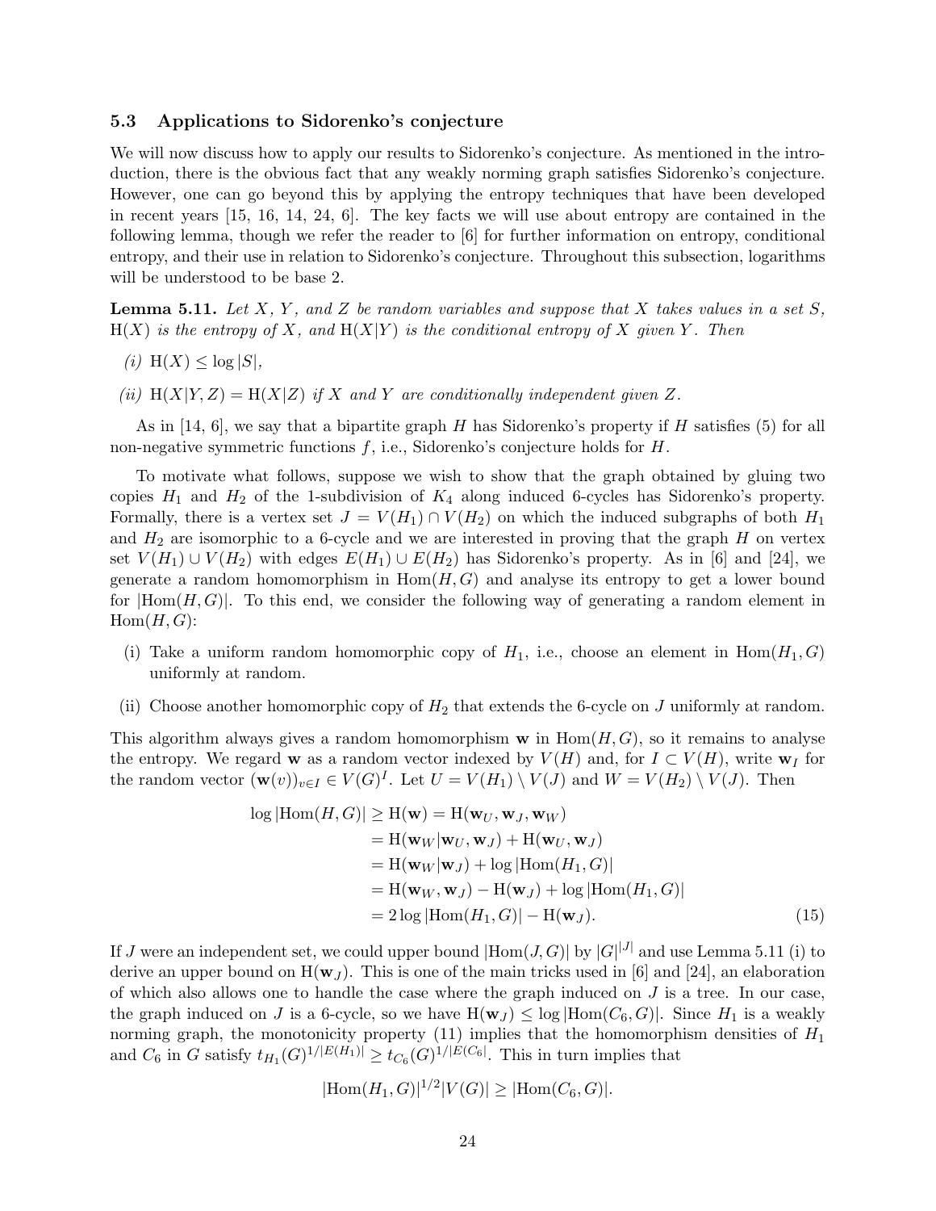### 5.3 Applications to Sidorenko's conjecture

We will now discuss how to apply our results to Sidorenko's conjecture. As mentioned in the introduction, there is the obvious fact that any weakly norming graph satisfies Sidorenko's conjecture. However, one can go beyond this by applying the entropy techniques that have been developed in recent years [15, 16, 14, 24, 6]. The key facts we will use about entropy are contained in the following lemma, though we refer the reader to [6] for further information on entropy, conditional entropy, and their use in relation to Sidorenko's conjecture. Throughout this subsection, logarithms will be understood to be base 2.

**Lemma 5.11.** *Let $X$, $Y$, and $Z$ be random variables and suppose that $X$ takes values in a set $S$, $\mathrm{H}(X)$ is the entropy of $X$, and $\mathrm{H}(X|Y)$ is the conditional entropy of $X$ given $Y$. Then*

*(i)* $\mathrm{H}(X) \leq \log |S|$,

*(ii)* $\mathrm{H}(X|Y, Z) = \mathrm{H}(X|Z)$ *if $X$ and $Y$ are conditionally independent given $Z$.*

As in [14, 6], we say that a bipartite graph $H$ has Sidorenko's property if $H$ satisfies (5) for all non-negative symmetric functions $f$, i.e., Sidorenko's conjecture holds for $H$.

To motivate what follows, suppose we wish to show that the graph obtained by gluing two copies $H_1$ and $H_2$ of the 1-subdivision of $K_4$ along induced 6-cycles has Sidorenko's property. Formally, there is a vertex set $J = V(H_1) \cap V(H_2)$ on which the induced subgraphs of both $H_1$ and $H_2$ are isomorphic to a 6-cycle and we are interested in proving that the graph $H$ on vertex set $V(H_1) \cup V(H_2)$ with edges $E(H_1) \cup E(H_2)$ has Sidorenko's property. As in [6] and [24], we generate a random homomorphism in $\mathrm{Hom}(H, G)$ and analyse its entropy to get a lower bound for $|\mathrm{Hom}(H, G)|$. To this end, we consider the following way of generating a random element in $\mathrm{Hom}(H, G)$:

(i) Take a uniform random homomorphic copy of $H_1$, i.e., choose an element in $\mathrm{Hom}(H_1, G)$ uniformly at random.

(ii) Choose another homomorphic copy of $H_2$ that extends the 6-cycle on $J$ uniformly at random.

This algorithm always gives a random homomorphism $\mathbf{w}$ in $\mathrm{Hom}(H, G)$, so it remains to analyse the entropy. We regard $\mathbf{w}$ as a random vector indexed by $V(H)$ and, for $I \subset V(H)$, write $\mathbf{w}_I$ for the random vector $(\mathbf{w}(v))_{v \in I} \in V(G)^I$. Let $U = V(H_1) \setminus V(J)$ and $W = V(H_2) \setminus V(J)$. Then

$$
\begin{aligned}
\log |\mathrm{Hom}(H, G)| &\geq \mathrm{H}(\mathbf{w}) = \mathrm{H}(\mathbf{w}_U, \mathbf{w}_J, \mathbf{w}_W) \\
&= \mathrm{H}(\mathbf{w}_W | \mathbf{w}_U, \mathbf{w}_J) + \mathrm{H}(\mathbf{w}_U, \mathbf{w}_J) \\
&= \mathrm{H}(\mathbf{w}_W | \mathbf{w}_J) + \log |\mathrm{Hom}(H_1, G)| \\
&= \mathrm{H}(\mathbf{w}_W, \mathbf{w}_J) - \mathrm{H}(\mathbf{w}_J) + \log |\mathrm{Hom}(H_1, G)| \\
&= 2 \log |\mathrm{Hom}(H_1, G)| - \mathrm{H}(\mathbf{w}_J). \qquad (15)
\end{aligned}
$$

If $J$ were an independent set, we could upper bound $|\mathrm{Hom}(J, G)|$ by $|G|^{|J|}$ and use Lemma 5.11 (i) to derive an upper bound on $\mathrm{H}(\mathbf{w}_J)$. This is one of the main tricks used in [6] and [24], an elaboration of which also allows one to handle the case where the graph induced on $J$ is a tree. In our case, the graph induced on $J$ is a 6-cycle, so we have $\mathrm{H}(\mathbf{w}_J) \leq \log |\mathrm{Hom}(C_6, G)|$. Since $H_1$ is a weakly norming graph, the monotonicity property (11) implies that the homomorphism densities of $H_1$ and $C_6$ in $G$ satisfy $t_{H_1}(G)^{1/|E(H_1)|} \geq t_{C_6}(G)^{1/|E(C_6|}$. This in turn implies that

$$
|\mathrm{Hom}(H_1, G)|^{1/2} |V(G)| \geq |\mathrm{Hom}(C_6, G)|.
$$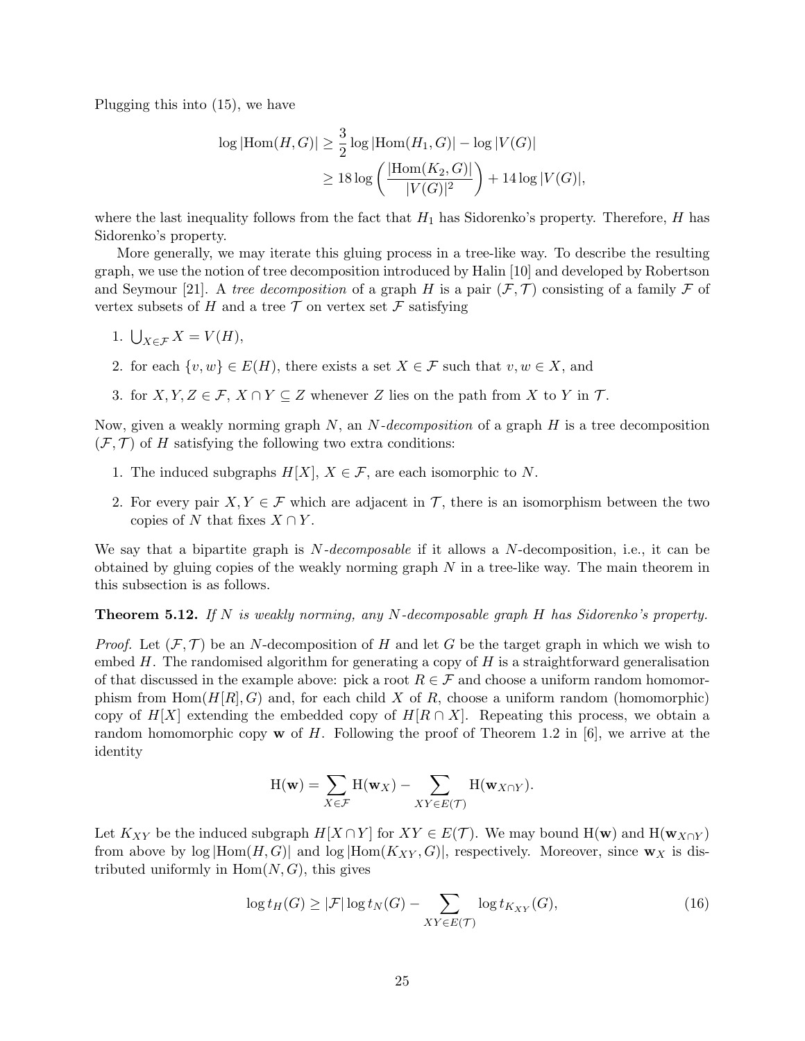Plugging this into (15), we have

$$\begin{aligned}
\log |\mathrm{Hom}(H,G)| &\geq \frac{3}{2}\log |\mathrm{Hom}(H_1,G)| - \log |V(G)| \\
&\geq 18 \log\left(\frac{|\mathrm{Hom}(K_2,G)|}{|V(G)|^2}\right) + 14 \log |V(G)|,
\end{aligned}$$

where the last inequality follows from the fact that $H_1$ has Sidorenko's property. Therefore, $H$ has Sidorenko's property.

More generally, we may iterate this gluing process in a tree-like way. To describe the resulting graph, we use the notion of tree decomposition introduced by Halin [10] and developed by Robertson and Seymour [21]. A *tree decomposition* of a graph $H$ is a pair $(\mathcal{F}, \mathcal{T})$ consisting of a family $\mathcal{F}$ of vertex subsets of $H$ and a tree $\mathcal{T}$ on vertex set $\mathcal{F}$ satisfying

1. $\bigcup_{X \in \mathcal{F}} X = V(H)$,
2. for each $\{v, w\} \in E(H)$, there exists a set $X \in \mathcal{F}$ such that $v, w \in X$, and
3. for $X, Y, Z \in \mathcal{F}$, $X \cap Y \subseteq Z$ whenever $Z$ lies on the path from $X$ to $Y$ in $\mathcal{T}$.

Now, given a weakly norming graph $N$, an *$N$-decomposition* of a graph $H$ is a tree decomposition $(\mathcal{F}, \mathcal{T})$ of $H$ satisfying the following two extra conditions:

1. The induced subgraphs $H[X]$, $X \in \mathcal{F}$, are each isomorphic to $N$.
2. For every pair $X, Y \in \mathcal{F}$ which are adjacent in $\mathcal{T}$, there is an isomorphism between the two copies of $N$ that fixes $X \cap Y$.

We say that a bipartite graph is *$N$-decomposable* if it allows a $N$-decomposition, i.e., it can be obtained by gluing copies of the weakly norming graph $N$ in a tree-like way. The main theorem in this subsection is as follows.

**Theorem 5.12.** *If $N$ is weakly norming, any $N$-decomposable graph $H$ has Sidorenko's property.*

*Proof.* Let $(\mathcal{F}, \mathcal{T})$ be an $N$-decomposition of $H$ and let $G$ be the target graph in which we wish to embed $H$. The randomised algorithm for generating a copy of $H$ is a straightforward generalisation of that discussed in the example above: pick a root $R \in \mathcal{F}$ and choose a uniform random homomorphism from $\mathrm{Hom}(H[R], G)$ and, for each child $X$ of $R$, choose a uniform random (homomorphic) copy of $H[X]$ extending the embedded copy of $H[R \cap X]$. Repeating this process, we obtain a random homomorphic copy $\mathbf{w}$ of $H$. Following the proof of Theorem 1.2 in [6], we arrive at the identity

$$\mathrm{H}(\mathbf{w}) = \sum_{X \in \mathcal{F}} \mathrm{H}(\mathbf{w}_X) - \sum_{XY \in E(\mathcal{T})} \mathrm{H}(\mathbf{w}_{X \cap Y}).$$

Let $K_{XY}$ be the induced subgraph $H[X \cap Y]$ for $XY \in E(\mathcal{T})$. We may bound $\mathrm{H}(\mathbf{w})$ and $\mathrm{H}(\mathbf{w}_{X \cap Y})$ from above by $\log |\mathrm{Hom}(H,G)|$ and $\log |\mathrm{Hom}(K_{XY}, G)|$, respectively. Moreover, since $\mathbf{w}_X$ is distributed uniformly in $\mathrm{Hom}(N, G)$, this gives

$$\log t_H(G) \geq |\mathcal{F}| \log t_N(G) - \sum_{XY \in E(\mathcal{T})} \log t_{K_{XY}}(G), \tag{16}$$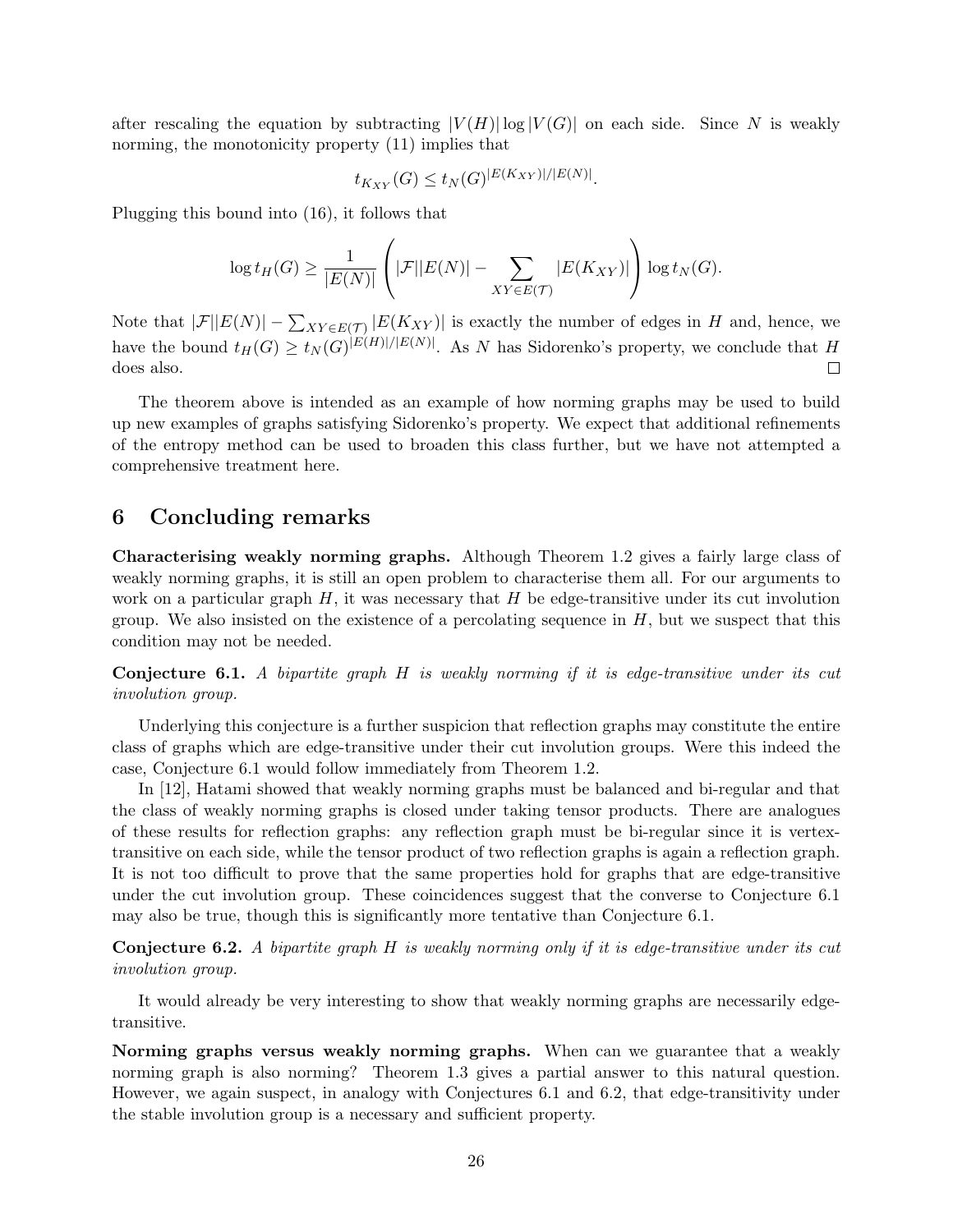after rescaling the equation by subtracting $|V(H)|\log|V(G)|$ on each side. Since $N$ is weakly norming, the monotonicity property (11) implies that

$$t_{K_{XY}}(G) \leq t_N(G)^{|E(K_{XY})|/|E(N)|}.$$

Plugging this bound into (16), it follows that

$$\log t_H(G) \geq \frac{1}{|E(N)|}\left(|\mathcal{F}||E(N)| - \sum_{XY \in E(\mathcal{T})} |E(K_{XY})|\right) \log t_N(G).$$

Note that $|\mathcal{F}||E(N)| - \sum_{XY\in E(\mathcal{T})} |E(K_{XY})|$ is exactly the number of edges in $H$ and, hence, we have the bound $t_H(G) \geq t_N(G)^{|E(H)|/|E(N)|}$. As $N$ has Sidorenko's property, we conclude that $H$ does also. □

The theorem above is intended as an example of how norming graphs may be used to build up new examples of graphs satisfying Sidorenko's property. We expect that additional refinements of the entropy method can be used to broaden this class further, but we have not attempted a comprehensive treatment here.

## 6 Concluding remarks

**Characterising weakly norming graphs.** Although Theorem 1.2 gives a fairly large class of weakly norming graphs, it is still an open problem to characterise them all. For our arguments to work on a particular graph $H$, it was necessary that $H$ be edge-transitive under its cut involution group. We also insisted on the existence of a percolating sequence in $H$, but we suspect that this condition may not be needed.

**Conjecture 6.1.** *A bipartite graph $H$ is weakly norming if it is edge-transitive under its cut involution group.*

Underlying this conjecture is a further suspicion that reflection graphs may constitute the entire class of graphs which are edge-transitive under their cut involution groups. Were this indeed the case, Conjecture 6.1 would follow immediately from Theorem 1.2.

In [12], Hatami showed that weakly norming graphs must be balanced and bi-regular and that the class of weakly norming graphs is closed under taking tensor products. There are analogues of these results for reflection graphs: any reflection graph must be bi-regular since it is vertex-transitive on each side, while the tensor product of two reflection graphs is again a reflection graph. It is not too difficult to prove that the same properties hold for graphs that are edge-transitive under the cut involution group. These coincidences suggest that the converse to Conjecture 6.1 may also be true, though this is significantly more tentative than Conjecture 6.1.

**Conjecture 6.2.** *A bipartite graph $H$ is weakly norming only if it is edge-transitive under its cut involution group.*

It would already be very interesting to show that weakly norming graphs are necessarily edge-transitive.

**Norming graphs versus weakly norming graphs.** When can we guarantee that a weakly norming graph is also norming? Theorem 1.3 gives a partial answer to this natural question. However, we again suspect, in analogy with Conjectures 6.1 and 6.2, that edge-transitivity under the stable involution group is a necessary and sufficient property.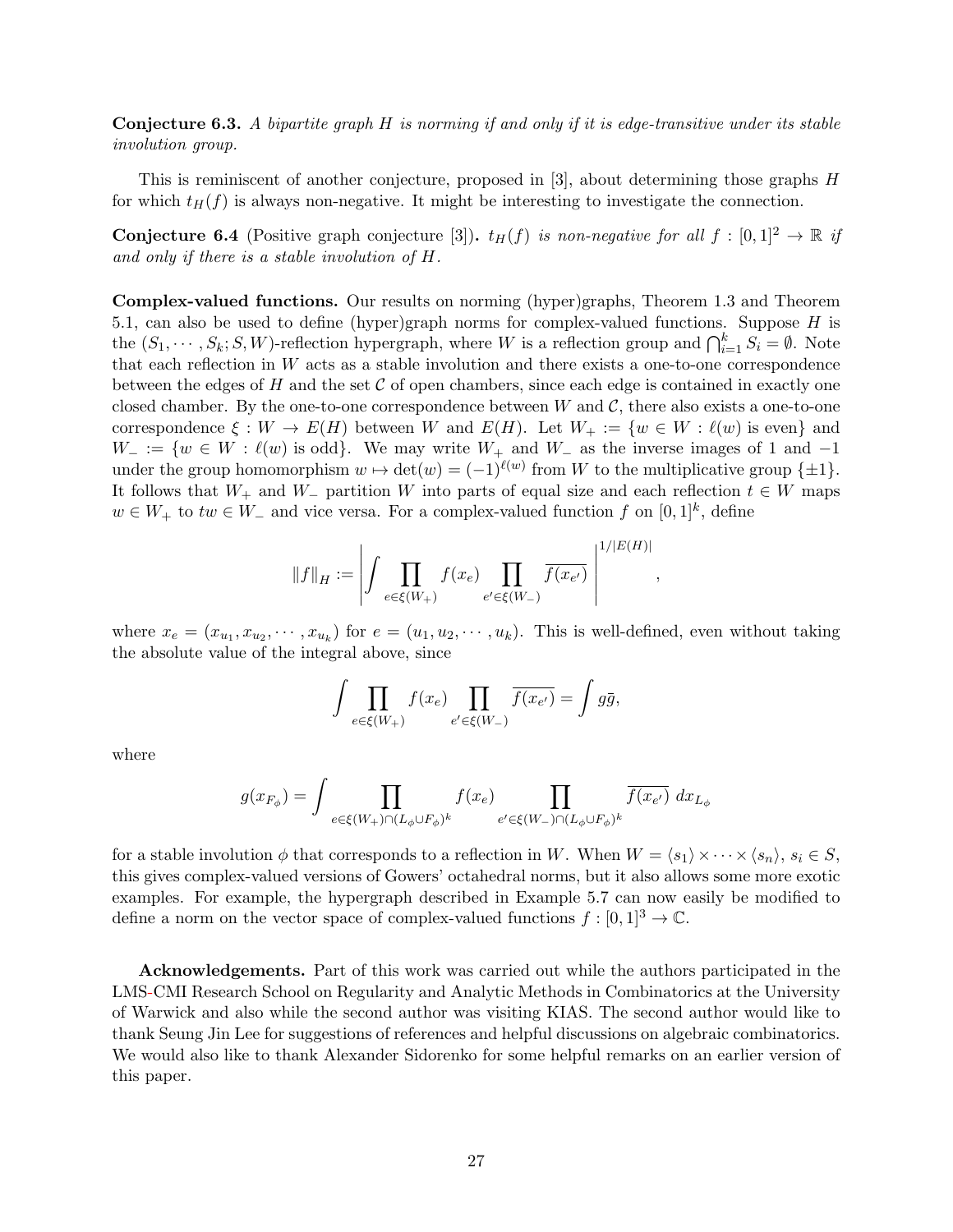**Conjecture 6.3.** *A bipartite graph $H$ is norming if and only if it is edge-transitive under its stable involution group.*

This is reminiscent of another conjecture, proposed in [3], about determining those graphs $H$ for which $t_H(f)$ is always non-negative. It might be interesting to investigate the connection.

**Conjecture 6.4** (Positive graph conjecture [3])**.** *$t_H(f)$ is non-negative for all $f : [0,1]^2 \to \mathbb{R}$ if and only if there is a stable involution of $H$.*

**Complex-valued functions.** Our results on norming (hyper)graphs, Theorem 1.3 and Theorem 5.1, can also be used to define (hyper)graph norms for complex-valued functions. Suppose $H$ is the $(S_1, \cdots, S_k; S, W)$-reflection hypergraph, where $W$ is a reflection group and $\bigcap_{i=1}^k S_i = \emptyset$. Note that each reflection in $W$ acts as a stable involution and there exists a one-to-one correspondence between the edges of $H$ and the set $\mathcal{C}$ of open chambers, since each edge is contained in exactly one closed chamber. By the one-to-one correspondence between $W$ and $\mathcal{C}$, there also exists a one-to-one correspondence $\xi : W \to E(H)$ between $W$ and $E(H)$. Let $W_+ := \{w \in W : \ell(w) \text{ is even}\}$ and $W_- := \{w \in W : \ell(w) \text{ is odd}\}$. We may write $W_+$ and $W_-$ as the inverse images of 1 and $-1$ under the group homomorphism $w \mapsto \det(w) = (-1)^{\ell(w)}$ from $W$ to the multiplicative group $\{\pm 1\}$. It follows that $W_+$ and $W_-$ partition $W$ into parts of equal size and each reflection $t \in W$ maps $w \in W_+$ to $tw \in W_-$ and vice versa. For a complex-valued function $f$ on $[0,1]^k$, define

$$\|f\|_H := \left| \int \prod_{e \in \xi(W_+)} f(x_e) \prod_{e' \in \xi(W_-)} \overline{f(x_{e'})} \right|^{1/|E(H)|},$$

where $x_e = (x_{u_1}, x_{u_2}, \cdots, x_{u_k})$ for $e = (u_1, u_2, \cdots, u_k)$. This is well-defined, even without taking the absolute value of the integral above, since

$$\int \prod_{e \in \xi(W_+)} f(x_e) \prod_{e' \in \xi(W_-)} \overline{f(x_{e'})} = \int g\bar{g},$$

where

$$g(x_{F_\phi}) = \int \prod_{e \in \xi(W_+) \cap (L_\phi \cup F_\phi)^k} f(x_e) \prod_{e' \in \xi(W_-) \cap (L_\phi \cup F_\phi)^k} \overline{f(x_{e'})}\ dx_{L_\phi}$$

for a stable involution $\phi$ that corresponds to a reflection in $W$. When $W = \langle s_1 \rangle \times \cdots \times \langle s_n \rangle$, $s_i \in S$, this gives complex-valued versions of Gowers' octahedral norms, but it also allows some more exotic examples. For example, the hypergraph described in Example 5.7 can now easily be modified to define a norm on the vector space of complex-valued functions $f : [0,1]^3 \to \mathbb{C}$.

**Acknowledgements.** Part of this work was carried out while the authors participated in the LMS-CMI Research School on Regularity and Analytic Methods in Combinatorics at the University of Warwick and also while the second author was visiting KIAS. The second author would like to thank Seung Jin Lee for suggestions of references and helpful discussions on algebraic combinatorics. We would also like to thank Alexander Sidorenko for some helpful remarks on an earlier version of this paper.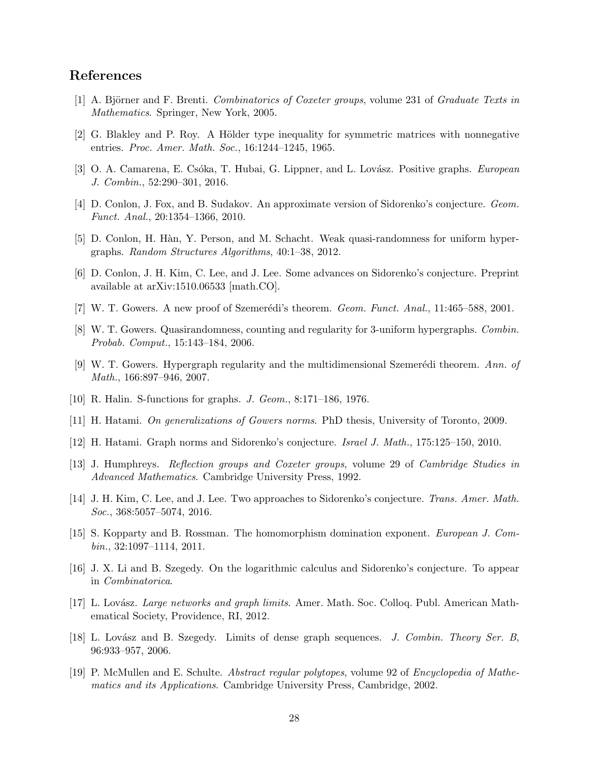## References

[1] A. Björner and F. Brenti. *Combinatorics of Coxeter groups*, volume 231 of *Graduate Texts in Mathematics*. Springer, New York, 2005.

[2] G. Blakley and P. Roy. A Hölder type inequality for symmetric matrices with nonnegative entries. *Proc. Amer. Math. Soc.*, 16:1244–1245, 1965.

[3] O. A. Camarena, E. Csóka, T. Hubai, G. Lippner, and L. Lovász. Positive graphs. *European J. Combin.*, 52:290–301, 2016.

[4] D. Conlon, J. Fox, and B. Sudakov. An approximate version of Sidorenko's conjecture. *Geom. Funct. Anal.*, 20:1354–1366, 2010.

[5] D. Conlon, H. Hàn, Y. Person, and M. Schacht. Weak quasi-randomness for uniform hypergraphs. *Random Structures Algorithms*, 40:1–38, 2012.

[6] D. Conlon, J. H. Kim, C. Lee, and J. Lee. Some advances on Sidorenko's conjecture. Preprint available at arXiv:1510.06533 [math.CO].

[7] W. T. Gowers. A new proof of Szemerédi's theorem. *Geom. Funct. Anal.*, 11:465–588, 2001.

[8] W. T. Gowers. Quasirandomness, counting and regularity for 3-uniform hypergraphs. *Combin. Probab. Comput.*, 15:143–184, 2006.

[9] W. T. Gowers. Hypergraph regularity and the multidimensional Szemerédi theorem. *Ann. of Math.*, 166:897–946, 2007.

[10] R. Halin. S-functions for graphs. *J. Geom.*, 8:171–186, 1976.

[11] H. Hatami. *On generalizations of Gowers norms*. PhD thesis, University of Toronto, 2009.

[12] H. Hatami. Graph norms and Sidorenko's conjecture. *Israel J. Math.*, 175:125–150, 2010.

[13] J. Humphreys. *Reflection groups and Coxeter groups*, volume 29 of *Cambridge Studies in Advanced Mathematics*. Cambridge University Press, 1992.

[14] J. H. Kim, C. Lee, and J. Lee. Two approaches to Sidorenko's conjecture. *Trans. Amer. Math. Soc.*, 368:5057–5074, 2016.

[15] S. Kopparty and B. Rossman. The homomorphism domination exponent. *European J. Combin.*, 32:1097–1114, 2011.

[16] J. X. Li and B. Szegedy. On the logarithmic calculus and Sidorenko's conjecture. To appear in *Combinatorica*.

[17] L. Lovász. *Large networks and graph limits*. Amer. Math. Soc. Colloq. Publ. American Mathematical Society, Providence, RI, 2012.

[18] L. Lovász and B. Szegedy. Limits of dense graph sequences. *J. Combin. Theory Ser. B*, 96:933–957, 2006.

[19] P. McMullen and E. Schulte. *Abstract regular polytopes*, volume 92 of *Encyclopedia of Mathematics and its Applications*. Cambridge University Press, Cambridge, 2002.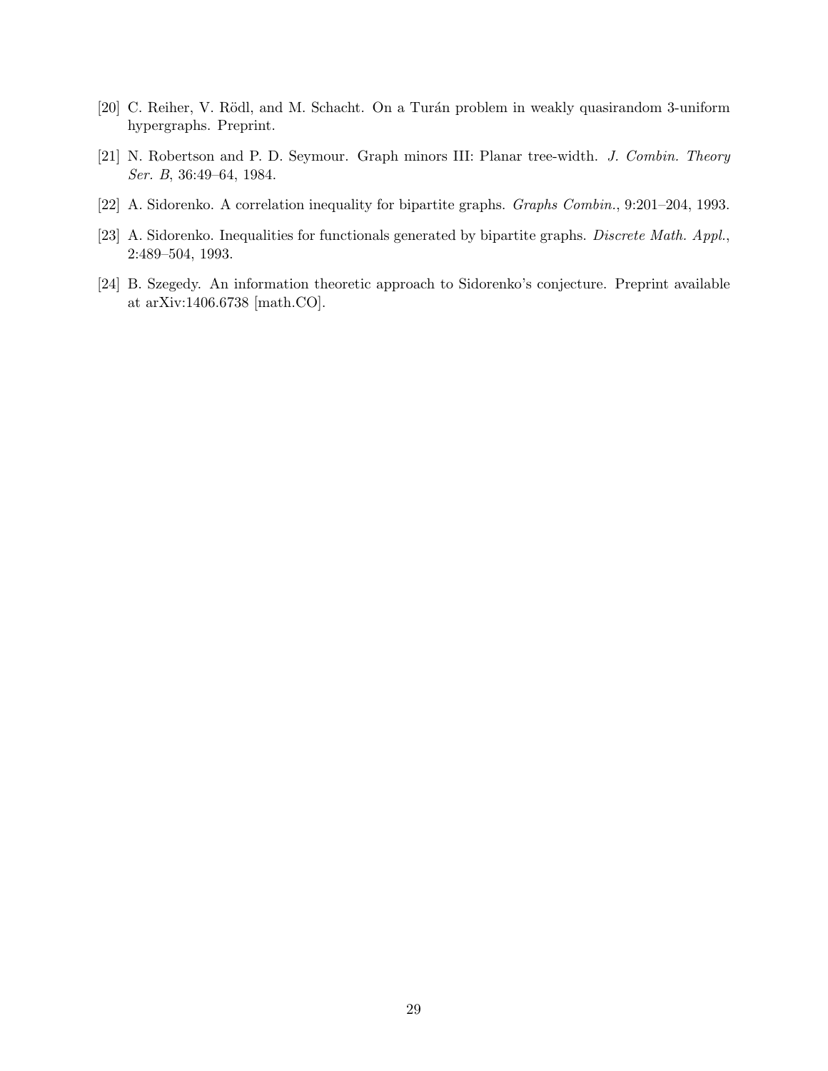[20] C. Reiher, V. Rödl, and M. Schacht. On a Turán problem in weakly quasirandom 3-uniform hypergraphs. Preprint.

[21] N. Robertson and P. D. Seymour. Graph minors III: Planar tree-width. *J. Combin. Theory Ser. B*, 36:49–64, 1984.

[22] A. Sidorenko. A correlation inequality for bipartite graphs. *Graphs Combin.*, 9:201–204, 1993.

[23] A. Sidorenko. Inequalities for functionals generated by bipartite graphs. *Discrete Math. Appl.*, 2:489–504, 1993.

[24] B. Szegedy. An information theoretic approach to Sidorenko's conjecture. Preprint available at arXiv:1406.6738 [math.CO].